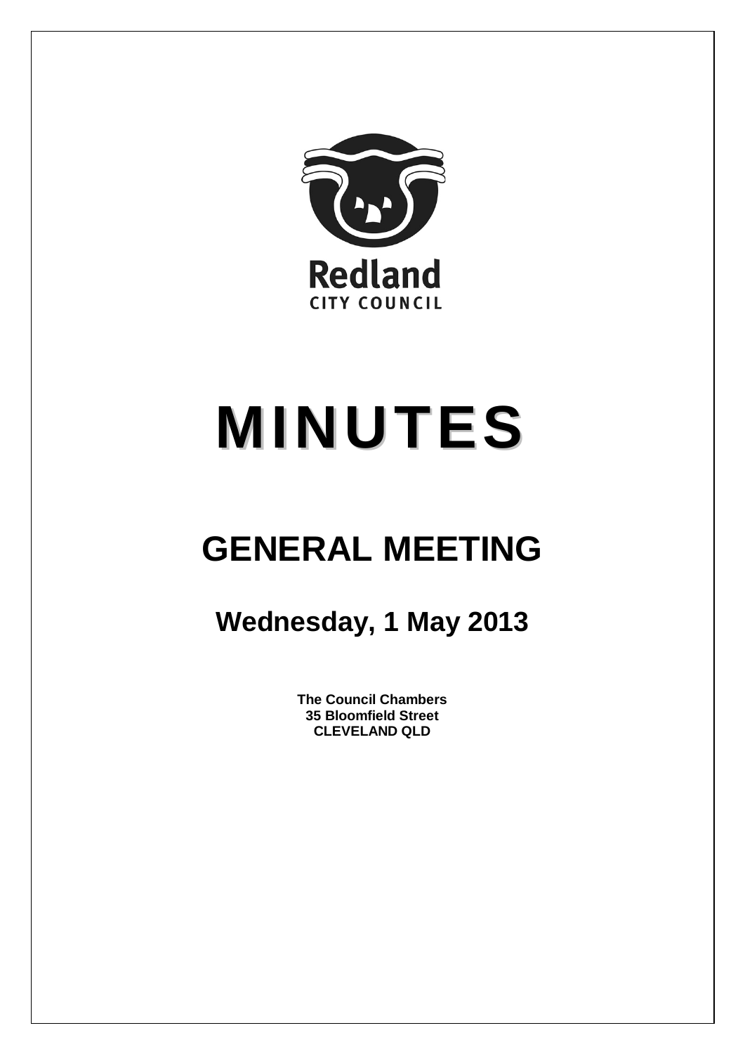Redland
CITY COUNCIL

# MINUTES

## GENERAL MEETING

### Wednesday, 1 May 2013

**The Council Chambers**
**35 Bloomfield Street**
**CLEVELAND QLD**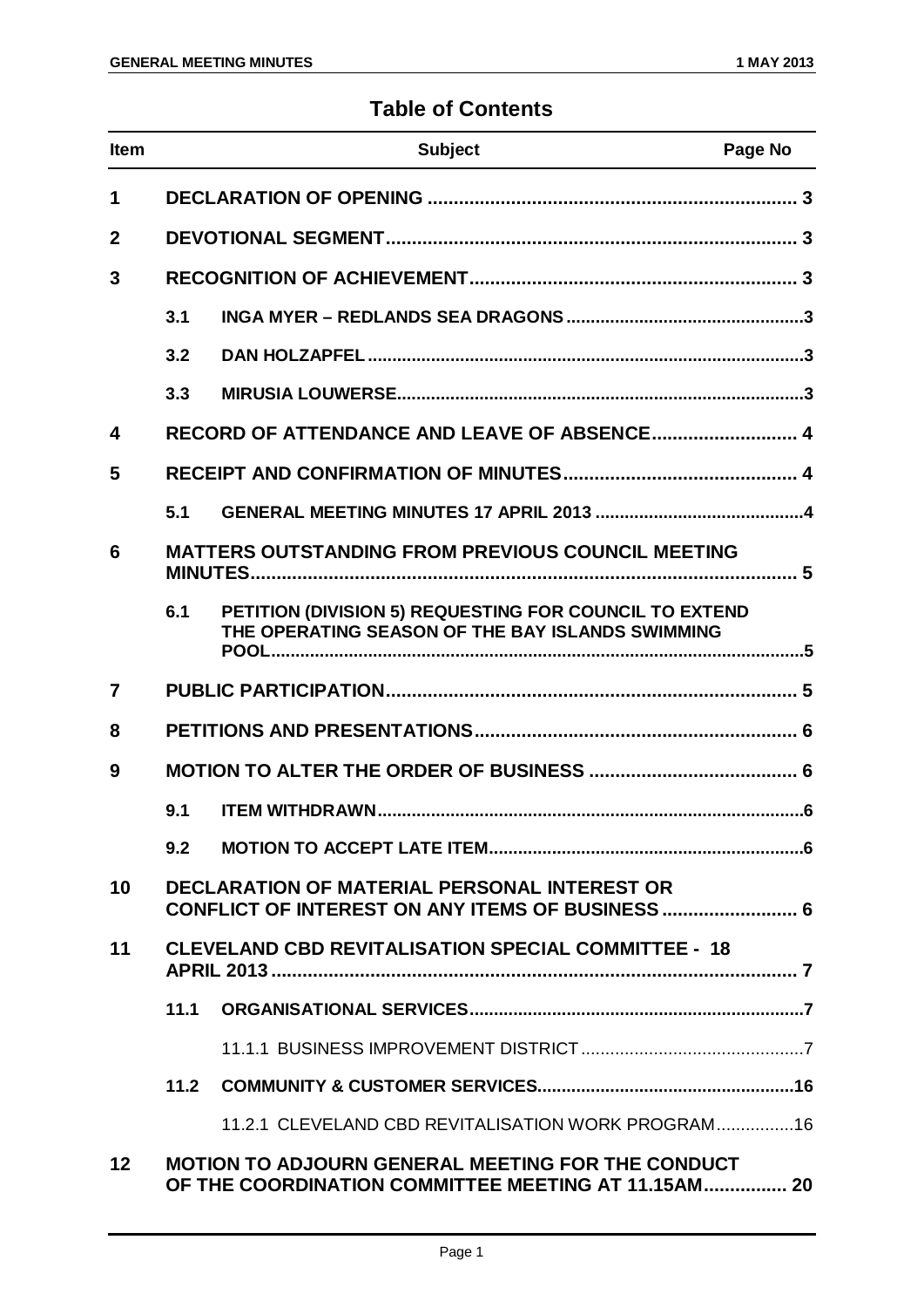# Table of Contents

| Item | | Subject | Page No |
|---|---|---|---|
| 1 | | DECLARATION OF OPENING | 3 |
| 2 | | DEVOTIONAL SEGMENT | 3 |
| 3 | | RECOGNITION OF ACHIEVEMENT | 3 |
| | 3.1 | INGA MYER – REDLANDS SEA DRAGONS | 3 |
| | 3.2 | DAN HOLZAPFEL | 3 |
| | 3.3 | MIRUSIA LOUWERSE | 3 |
| 4 | | RECORD OF ATTENDANCE AND LEAVE OF ABSENCE | 4 |
| 5 | | RECEIPT AND CONFIRMATION OF MINUTES | 4 |
| | 5.1 | GENERAL MEETING MINUTES 17 APRIL 2013 | 4 |
| 6 | | MATTERS OUTSTANDING FROM PREVIOUS COUNCIL MEETING MINUTES | 5 |
| | 6.1 | PETITION (DIVISION 5) REQUESTING FOR COUNCIL TO EXTEND THE OPERATING SEASON OF THE BAY ISLANDS SWIMMING POOL | 5 |
| 7 | | PUBLIC PARTICIPATION | 5 |
| 8 | | PETITIONS AND PRESENTATIONS | 6 |
| 9 | | MOTION TO ALTER THE ORDER OF BUSINESS | 6 |
| | 9.1 | ITEM WITHDRAWN | 6 |
| | 9.2 | MOTION TO ACCEPT LATE ITEM | 6 |
| 10 | | DECLARATION OF MATERIAL PERSONAL INTEREST OR CONFLICT OF INTEREST ON ANY ITEMS OF BUSINESS | 6 |
| 11 | | CLEVELAND CBD REVITALISATION SPECIAL COMMITTEE - 18 APRIL 2013 | 7 |
| | 11.1 | ORGANISATIONAL SERVICES | 7 |
| | | 11.1.1 BUSINESS IMPROVEMENT DISTRICT | 7 |
| | 11.2 | COMMUNITY & CUSTOMER SERVICES | 16 |
| | | 11.2.1 CLEVELAND CBD REVITALISATION WORK PROGRAM | 16 |
| 12 | | MOTION TO ADJOURN GENERAL MEETING FOR THE CONDUCT OF THE COORDINATION COMMITTEE MEETING AT 11.15AM | 20 |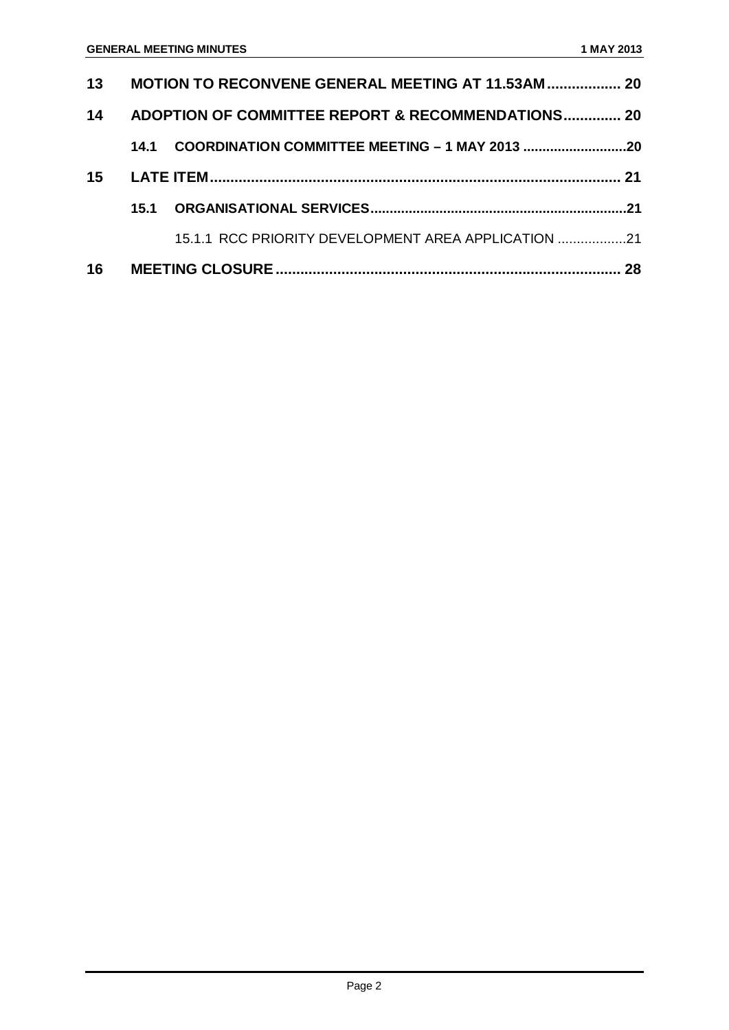| | | |
|---|---|---|
| **13** | **MOTION TO RECONVENE GENERAL MEETING AT 11.53AM** | **20** |
| **14** | **ADOPTION OF COMMITTEE REPORT & RECOMMENDATIONS** | **20** |
| | **14.1 COORDINATION COMMITTEE MEETING – 1 MAY 2013** | **20** |
| **15** | **LATE ITEM** | **21** |
| | **15.1 ORGANISATIONAL SERVICES** | **21** |
| | 15.1.1 RCC PRIORITY DEVELOPMENT AREA APPLICATION | 21 |
| **16** | **MEETING CLOSURE** | **28** |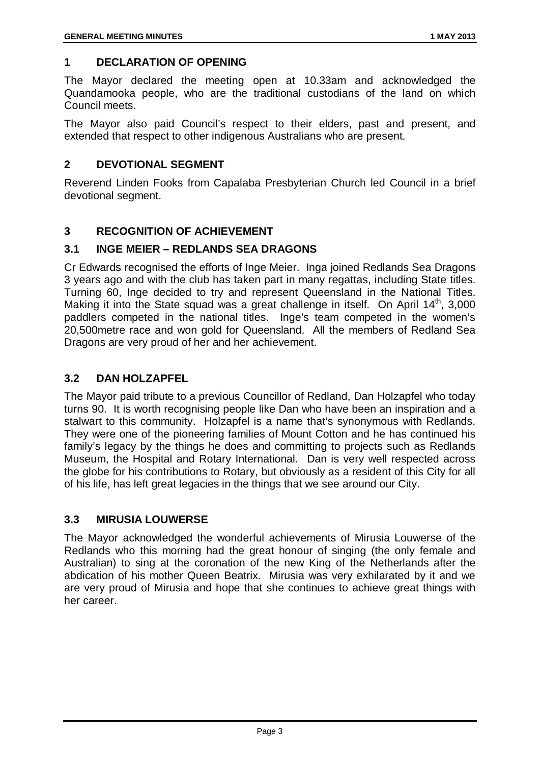## 1 DECLARATION OF OPENING

The Mayor declared the meeting open at 10.33am and acknowledged the Quandamooka people, who are the traditional custodians of the land on which Council meets.

The Mayor also paid Council's respect to their elders, past and present, and extended that respect to other indigenous Australians who are present.

## 2 DEVOTIONAL SEGMENT

Reverend Linden Fooks from Capalaba Presbyterian Church led Council in a brief devotional segment.

## 3 RECOGNITION OF ACHIEVEMENT

### 3.1 INGE MEIER – REDLANDS SEA DRAGONS

Cr Edwards recognised the efforts of Inge Meier. Inga joined Redlands Sea Dragons 3 years ago and with the club has taken part in many regattas, including State titles. Turning 60, Inge decided to try and represent Queensland in the National Titles. Making it into the State squad was a great challenge in itself. On April 14th, 3,000 paddlers competed in the national titles. Inge's team competed in the women's 20,500metre race and won gold for Queensland. All the members of Redland Sea Dragons are very proud of her and her achievement.

### 3.2 DAN HOLZAPFEL

The Mayor paid tribute to a previous Councillor of Redland, Dan Holzapfel who today turns 90. It is worth recognising people like Dan who have been an inspiration and a stalwart to this community. Holzapfel is a name that's synonymous with Redlands. They were one of the pioneering families of Mount Cotton and he has continued his family's legacy by the things he does and committing to projects such as Redlands Museum, the Hospital and Rotary International. Dan is very well respected across the globe for his contributions to Rotary, but obviously as a resident of this City for all of his life, has left great legacies in the things that we see around our City.

### 3.3 MIRUSIA LOUWERSE

The Mayor acknowledged the wonderful achievements of Mirusia Louwerse of the Redlands who this morning had the great honour of singing (the only female and Australian) to sing at the coronation of the new King of the Netherlands after the abdication of his mother Queen Beatrix. Mirusia was very exhilarated by it and we are very proud of Mirusia and hope that she continues to achieve great things with her career.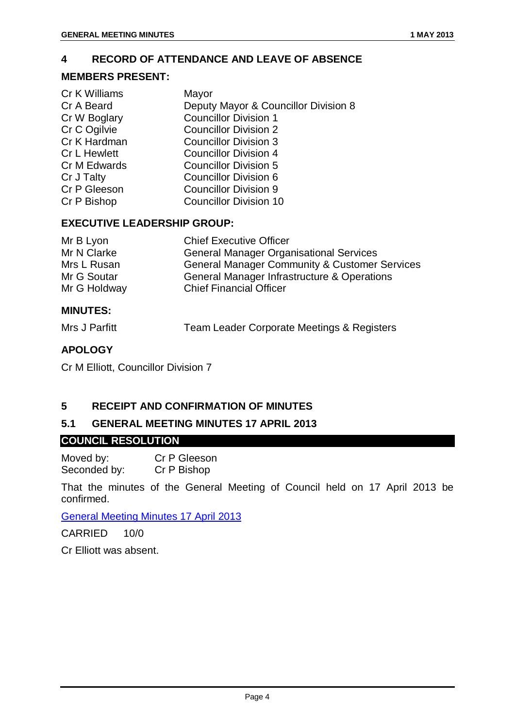## 4 RECORD OF ATTENDANCE AND LEAVE OF ABSENCE

### MEMBERS PRESENT:

| | |
|---|---|
| Cr K Williams | Mayor |
| Cr A Beard | Deputy Mayor & Councillor Division 8 |
| Cr W Boglary | Councillor Division 1 |
| Cr C Ogilvie | Councillor Division 2 |
| Cr K Hardman | Councillor Division 3 |
| Cr L Hewlett | Councillor Division 4 |
| Cr M Edwards | Councillor Division 5 |
| Cr J Talty | Councillor Division 6 |
| Cr P Gleeson | Councillor Division 9 |
| Cr P Bishop | Councillor Division 10 |

### EXECUTIVE LEADERSHIP GROUP:

| | |
|---|---|
| Mr B Lyon | Chief Executive Officer |
| Mr N Clarke | General Manager Organisational Services |
| Mrs L Rusan | General Manager Community & Customer Services |
| Mr G Soutar | General Manager Infrastructure & Operations |
| Mr G Holdway | Chief Financial Officer |

### MINUTES:

| | |
|---|---|
| Mrs J Parfitt | Team Leader Corporate Meetings & Registers |

### APOLOGY

Cr M Elliott, Councillor Division 7

## 5 RECEIPT AND CONFIRMATION OF MINUTES

### 5.1 GENERAL MEETING MINUTES 17 APRIL 2013

**COUNCIL RESOLUTION**

Moved by: Cr P Gleeson
Seconded by: Cr P Bishop

That the minutes of the General Meeting of Council held on 17 April 2013 be confirmed.

General Meeting Minutes 17 April 2013

CARRIED 10/0

Cr Elliott was absent.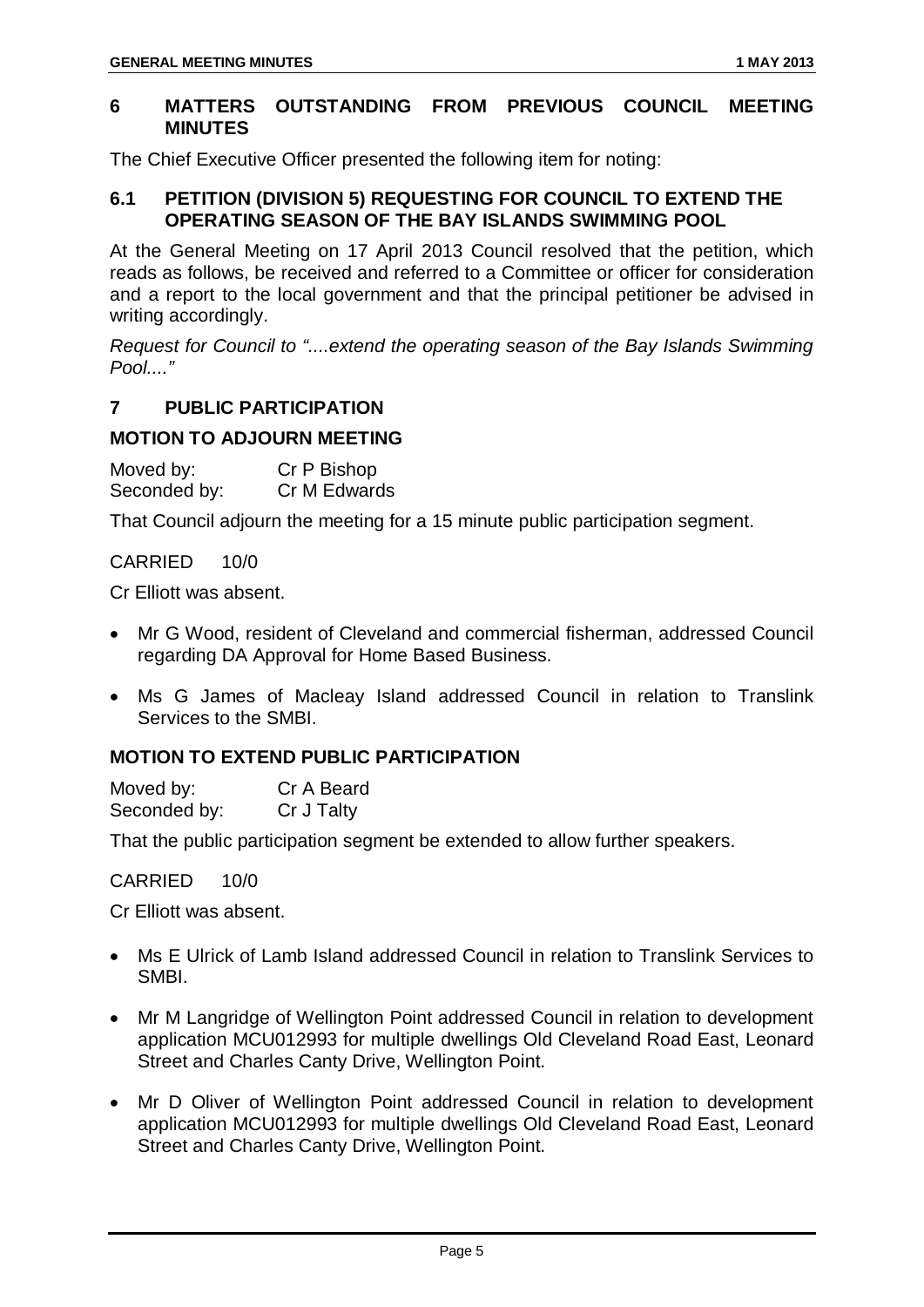## 6 MATTERS OUTSTANDING FROM PREVIOUS COUNCIL MEETING MINUTES

The Chief Executive Officer presented the following item for noting:

### 6.1 PETITION (DIVISION 5) REQUESTING FOR COUNCIL TO EXTEND THE OPERATING SEASON OF THE BAY ISLANDS SWIMMING POOL

At the General Meeting on 17 April 2013 Council resolved that the petition, which reads as follows, be received and referred to a Committee or officer for consideration and a report to the local government and that the principal petitioner be advised in writing accordingly.

*Request for Council to "....extend the operating season of the Bay Islands Swimming Pool...."*

## 7 PUBLIC PARTICIPATION

### MOTION TO ADJOURN MEETING

Moved by: Cr P Bishop
Seconded by: Cr M Edwards

That Council adjourn the meeting for a 15 minute public participation segment.

CARRIED 10/0

Cr Elliott was absent.

- Mr G Wood, resident of Cleveland and commercial fisherman, addressed Council regarding DA Approval for Home Based Business.
- Ms G James of Macleay Island addressed Council in relation to Translink Services to the SMBI.

### MOTION TO EXTEND PUBLIC PARTICIPATION

Moved by: Cr A Beard
Seconded by: Cr J Talty

That the public participation segment be extended to allow further speakers.

CARRIED 10/0

Cr Elliott was absent.

- Ms E Ulrick of Lamb Island addressed Council in relation to Translink Services to SMBI.
- Mr M Langridge of Wellington Point addressed Council in relation to development application MCU012993 for multiple dwellings Old Cleveland Road East, Leonard Street and Charles Canty Drive, Wellington Point.
- Mr D Oliver of Wellington Point addressed Council in relation to development application MCU012993 for multiple dwellings Old Cleveland Road East, Leonard Street and Charles Canty Drive, Wellington Point.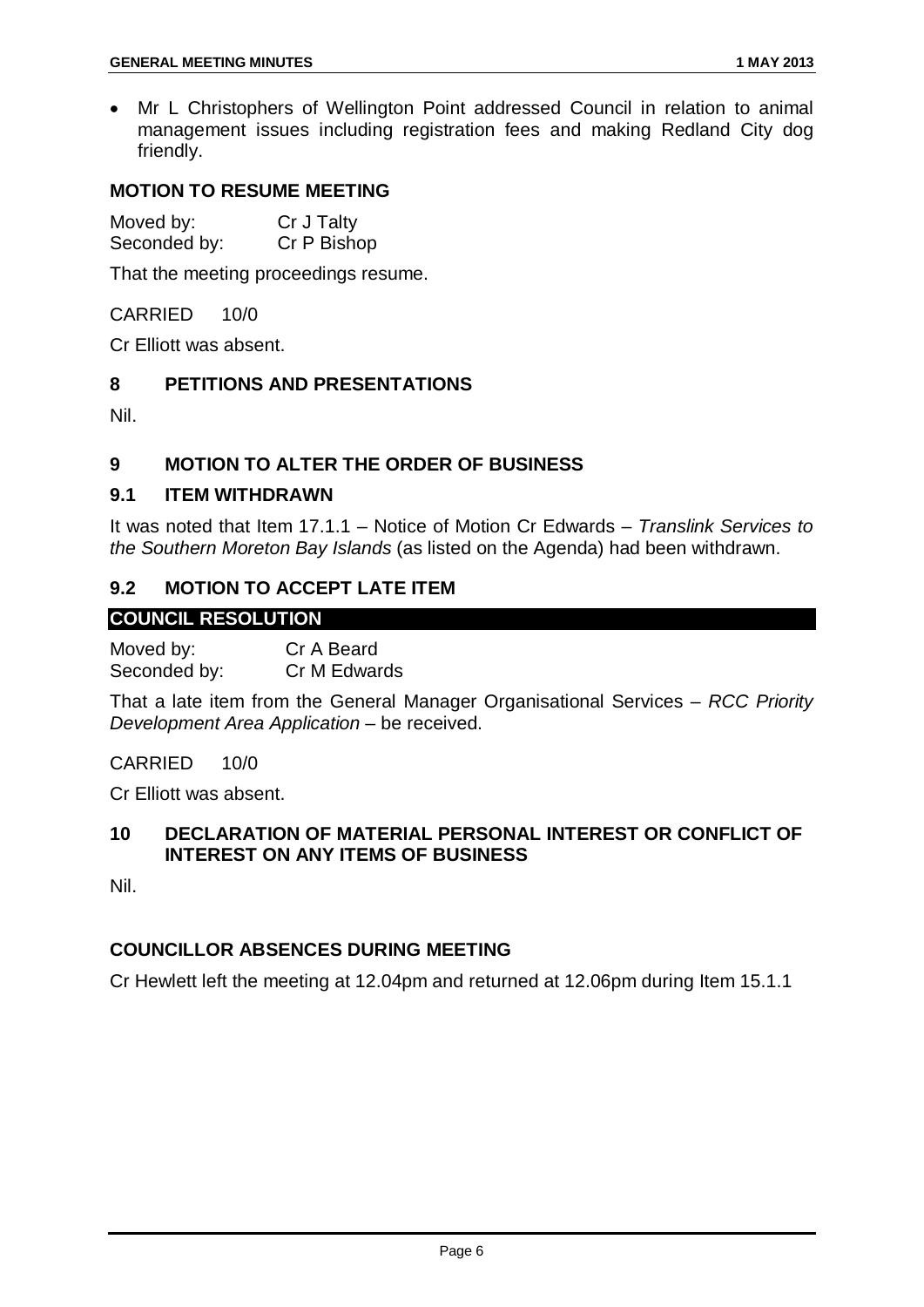- Mr L Christophers of Wellington Point addressed Council in relation to animal management issues including registration fees and making Redland City dog friendly.

### MOTION TO RESUME MEETING

Moved by: Cr J Talty
Seconded by: Cr P Bishop

That the meeting proceedings resume.

CARRIED 10/0

Cr Elliott was absent.

## 8 PETITIONS AND PRESENTATIONS

Nil.

## 9 MOTION TO ALTER THE ORDER OF BUSINESS

### 9.1 ITEM WITHDRAWN

It was noted that Item 17.1.1 – Notice of Motion Cr Edwards – *Translink Services to the Southern Moreton Bay Islands* (as listed on the Agenda) had been withdrawn.

### 9.2 MOTION TO ACCEPT LATE ITEM

**COUNCIL RESOLUTION**

Moved by: Cr A Beard
Seconded by: Cr M Edwards

That a late item from the General Manager Organisational Services – *RCC Priority Development Area Application* – be received.

CARRIED 10/0

Cr Elliott was absent.

## 10 DECLARATION OF MATERIAL PERSONAL INTEREST OR CONFLICT OF INTEREST ON ANY ITEMS OF BUSINESS

Nil.

### COUNCILLOR ABSENCES DURING MEETING

Cr Hewlett left the meeting at 12.04pm and returned at 12.06pm during Item 15.1.1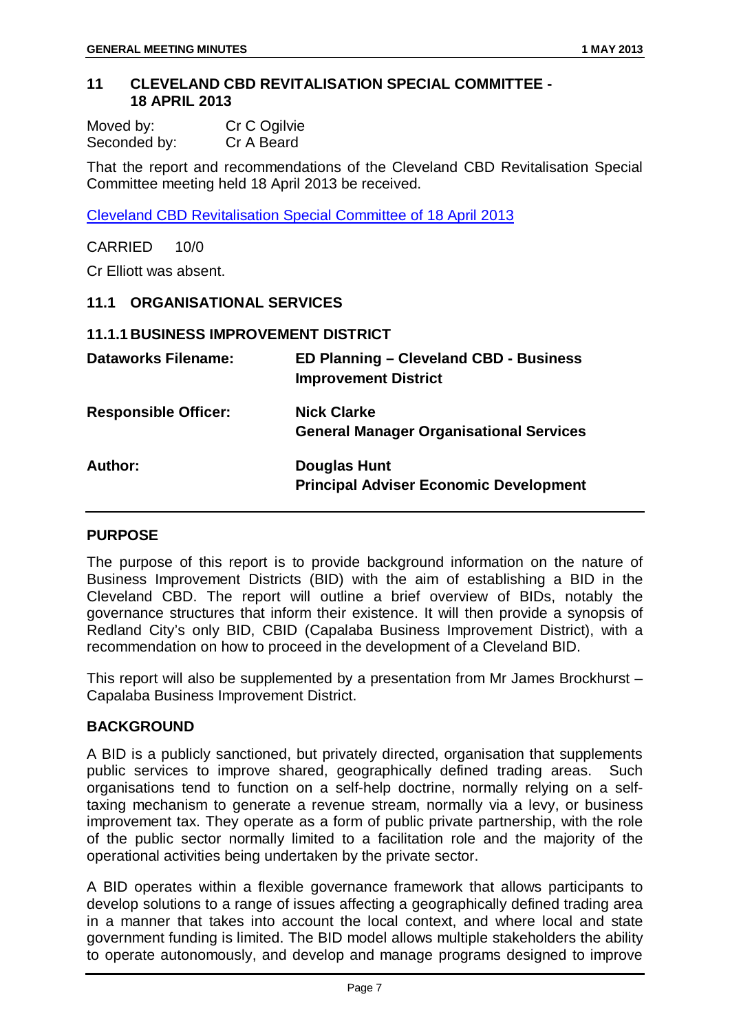## 11 CLEVELAND CBD REVITALISATION SPECIAL COMMITTEE - 18 APRIL 2013

Moved by: Cr C Ogilvie
Seconded by: Cr A Beard

That the report and recommendations of the Cleveland CBD Revitalisation Special Committee meeting held 18 April 2013 be received.

[Cleveland CBD Revitalisation Special Committee of 18 April 2013]

CARRIED 10/0

Cr Elliott was absent.

### 11.1 ORGANISATIONAL SERVICES

#### 11.1.1 BUSINESS IMPROVEMENT DISTRICT

| | |
|---|---|
| **Dataworks Filename:** | **ED Planning – Cleveland CBD - Business Improvement District** |
| **Responsible Officer:** | **Nick Clarke**<br>**General Manager Organisational Services** |
| **Author:** | **Douglas Hunt**<br>**Principal Adviser Economic Development** |

**PURPOSE**

The purpose of this report is to provide background information on the nature of Business Improvement Districts (BID) with the aim of establishing a BID in the Cleveland CBD. The report will outline a brief overview of BIDs, notably the governance structures that inform their existence. It will then provide a synopsis of Redland City's only BID, CBID (Capalaba Business Improvement District), with a recommendation on how to proceed in the development of a Cleveland BID.

This report will also be supplemented by a presentation from Mr James Brockhurst – Capalaba Business Improvement District.

**BACKGROUND**

A BID is a publicly sanctioned, but privately directed, organisation that supplements public services to improve shared, geographically defined trading areas. Such organisations tend to function on a self-help doctrine, normally relying on a self-taxing mechanism to generate a revenue stream, normally via a levy, or business improvement tax. They operate as a form of public private partnership, with the role of the public sector normally limited to a facilitation role and the majority of the operational activities being undertaken by the private sector.

A BID operates within a flexible governance framework that allows participants to develop solutions to a range of issues affecting a geographically defined trading area in a manner that takes into account the local context, and where local and state government funding is limited. The BID model allows multiple stakeholders the ability to operate autonomously, and develop and manage programs designed to improve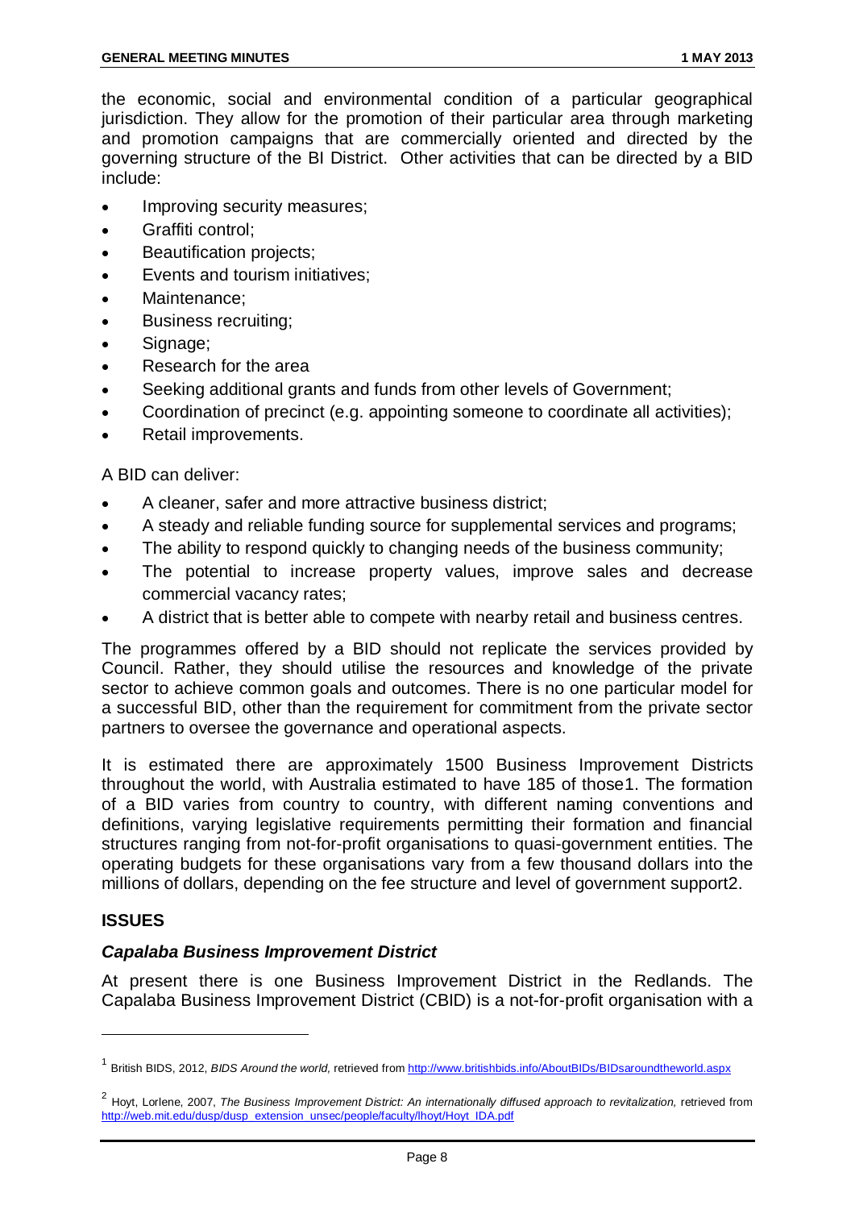the economic, social and environmental condition of a particular geographical jurisdiction. They allow for the promotion of their particular area through marketing and promotion campaigns that are commercially oriented and directed by the governing structure of the BI District. Other activities that can be directed by a BID include:

- Improving security measures;
- Graffiti control;
- Beautification projects;
- Events and tourism initiatives;
- Maintenance;
- Business recruiting;
- Signage;
- Research for the area
- Seeking additional grants and funds from other levels of Government;
- Coordination of precinct (e.g. appointing someone to coordinate all activities);
- Retail improvements.

A BID can deliver:

- A cleaner, safer and more attractive business district;
- A steady and reliable funding source for supplemental services and programs;
- The ability to respond quickly to changing needs of the business community;
- The potential to increase property values, improve sales and decrease commercial vacancy rates;
- A district that is better able to compete with nearby retail and business centres.

The programmes offered by a BID should not replicate the services provided by Council. Rather, they should utilise the resources and knowledge of the private sector to achieve common goals and outcomes. There is no one particular model for a successful BID, other than the requirement for commitment from the private sector partners to oversee the governance and operational aspects.

It is estimated there are approximately 1500 Business Improvement Districts throughout the world, with Australia estimated to have 185 of those[1]. The formation of a BID varies from country to country, with different naming conventions and definitions, varying legislative requirements permitting their formation and financial structures ranging from not-for-profit organisations to quasi-government entities. The operating budgets for these organisations vary from a few thousand dollars into the millions of dollars, depending on the fee structure and level of government support[2].

## ISSUES

### *Capalaba Business Improvement District*

At present there is one Business Improvement District in the Redlands. The Capalaba Business Improvement District (CBID) is a not-for-profit organisation with a

---

[1] British BIDS, 2012, *BIDS Around the world,* retrieved from http://www.britishbids.info/AboutBIDs/BIDsaroundtheworld.aspx

[2] Hoyt, Lorlene, 2007, *The Business Improvement District: An internationally diffused approach to revitalization,* retrieved from http://web.mit.edu/dusp/dusp_extension_unsec/people/faculty/lhoyt/Hoyt_IDA.pdf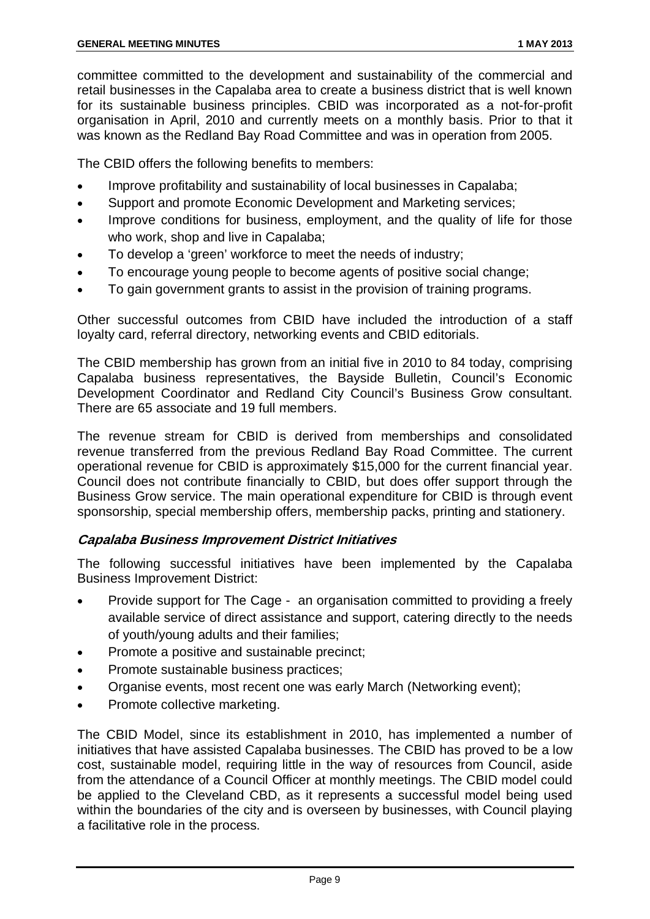committee committed to the development and sustainability of the commercial and retail businesses in the Capalaba area to create a business district that is well known for its sustainable business principles. CBID was incorporated as a not-for-profit organisation in April, 2010 and currently meets on a monthly basis. Prior to that it was known as the Redland Bay Road Committee and was in operation from 2005.

The CBID offers the following benefits to members:

- Improve profitability and sustainability of local businesses in Capalaba;
- Support and promote Economic Development and Marketing services;
- Improve conditions for business, employment, and the quality of life for those who work, shop and live in Capalaba;
- To develop a 'green' workforce to meet the needs of industry;
- To encourage young people to become agents of positive social change;
- To gain government grants to assist in the provision of training programs.

Other successful outcomes from CBID have included the introduction of a staff loyalty card, referral directory, networking events and CBID editorials.

The CBID membership has grown from an initial five in 2010 to 84 today, comprising Capalaba business representatives, the Bayside Bulletin, Council's Economic Development Coordinator and Redland City Council's Business Grow consultant. There are 65 associate and 19 full members.

The revenue stream for CBID is derived from memberships and consolidated revenue transferred from the previous Redland Bay Road Committee. The current operational revenue for CBID is approximately $15,000 for the current financial year. Council does not contribute financially to CBID, but does offer support through the Business Grow service. The main operational expenditure for CBID is through event sponsorship, special membership offers, membership packs, printing and stationery.

***Capalaba Business Improvement District Initiatives***

The following successful initiatives have been implemented by the Capalaba Business Improvement District:

- Provide support for The Cage - an organisation committed to providing a freely available service of direct assistance and support, catering directly to the needs of youth/young adults and their families;
- Promote a positive and sustainable precinct;
- Promote sustainable business practices;
- Organise events, most recent one was early March (Networking event);
- Promote collective marketing.

The CBID Model, since its establishment in 2010, has implemented a number of initiatives that have assisted Capalaba businesses. The CBID has proved to be a low cost, sustainable model, requiring little in the way of resources from Council, aside from the attendance of a Council Officer at monthly meetings. The CBID model could be applied to the Cleveland CBD, as it represents a successful model being used within the boundaries of the city and is overseen by businesses, with Council playing a facilitative role in the process.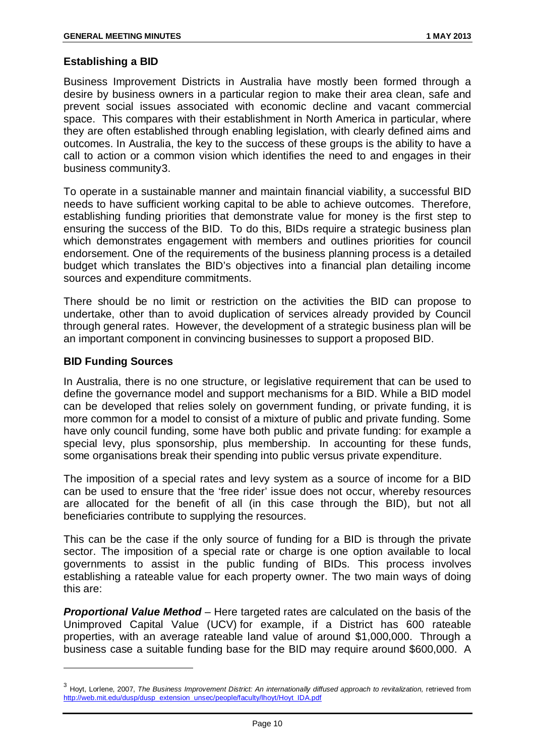## Establishing a BID

Business Improvement Districts in Australia have mostly been formed through a desire by business owners in a particular region to make their area clean, safe and prevent social issues associated with economic decline and vacant commercial space. This compares with their establishment in North America in particular, where they are often established through enabling legislation, with clearly defined aims and outcomes. In Australia, the key to the success of these groups is the ability to have a call to action or a common vision which identifies the need to and engages in their business community3.

To operate in a sustainable manner and maintain financial viability, a successful BID needs to have sufficient working capital to be able to achieve outcomes. Therefore, establishing funding priorities that demonstrate value for money is the first step to ensuring the success of the BID. To do this, BIDs require a strategic business plan which demonstrates engagement with members and outlines priorities for council endorsement. One of the requirements of the business planning process is a detailed budget which translates the BID's objectives into a financial plan detailing income sources and expenditure commitments.

There should be no limit or restriction on the activities the BID can propose to undertake, other than to avoid duplication of services already provided by Council through general rates. However, the development of a strategic business plan will be an important component in convincing businesses to support a proposed BID.

## BID Funding Sources

In Australia, there is no one structure, or legislative requirement that can be used to define the governance model and support mechanisms for a BID. While a BID model can be developed that relies solely on government funding, or private funding, it is more common for a model to consist of a mixture of public and private funding. Some have only council funding, some have both public and private funding: for example a special levy, plus sponsorship, plus membership. In accounting for these funds, some organisations break their spending into public versus private expenditure.

The imposition of a special rates and levy system as a source of income for a BID can be used to ensure that the 'free rider' issue does not occur, whereby resources are allocated for the benefit of all (in this case through the BID), but not all beneficiaries contribute to supplying the resources.

This can be the case if the only source of funding for a BID is through the private sector. The imposition of a special rate or charge is one option available to local governments to assist in the public funding of BIDs. This process involves establishing a rateable value for each property owner. The two main ways of doing this are:

***Proportional Value Method*** – Here targeted rates are calculated on the basis of the Unimproved Capital Value (UCV) for example, if a District has 600 rateable properties, with an average rateable land value of around $1,000,000. Through a business case a suitable funding base for the BID may require around $600,000. A

---

[3] Hoyt, Lorlene, 2007, *The Business Improvement District: An internationally diffused approach to revitalization,* retrieved from http://web.mit.edu/dusp/dusp_extension_unsec/people/faculty/lhoyt/Hoyt_IDA.pdf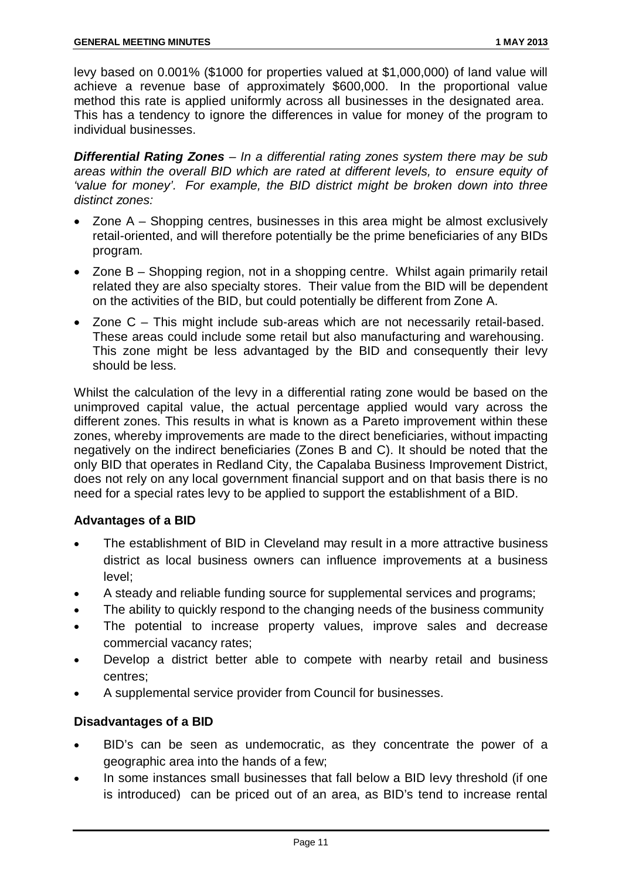levy based on 0.001% ($1000 for properties valued at $1,000,000) of land value will achieve a revenue base of approximately $600,000. In the proportional value method this rate is applied uniformly across all businesses in the designated area. This has a tendency to ignore the differences in value for money of the program to individual businesses.

***Differential Rating Zones*** *– In a differential rating zones system there may be sub areas within the overall BID which are rated at different levels, to ensure equity of 'value for money'. For example, the BID district might be broken down into three distinct zones:*

- Zone A – Shopping centres, businesses in this area might be almost exclusively retail-oriented, and will therefore potentially be the prime beneficiaries of any BIDs program.
- Zone B – Shopping region, not in a shopping centre. Whilst again primarily retail related they are also specialty stores. Their value from the BID will be dependent on the activities of the BID, but could potentially be different from Zone A.
- Zone C – This might include sub-areas which are not necessarily retail-based. These areas could include some retail but also manufacturing and warehousing. This zone might be less advantaged by the BID and consequently their levy should be less.

Whilst the calculation of the levy in a differential rating zone would be based on the unimproved capital value, the actual percentage applied would vary across the different zones. This results in what is known as a Pareto improvement within these zones, whereby improvements are made to the direct beneficiaries, without impacting negatively on the indirect beneficiaries (Zones B and C). It should be noted that the only BID that operates in Redland City, the Capalaba Business Improvement District, does not rely on any local government financial support and on that basis there is no need for a special rates levy to be applied to support the establishment of a BID.

### Advantages of a BID

- The establishment of BID in Cleveland may result in a more attractive business district as local business owners can influence improvements at a business level;
- A steady and reliable funding source for supplemental services and programs;
- The ability to quickly respond to the changing needs of the business community
- The potential to increase property values, improve sales and decrease commercial vacancy rates;
- Develop a district better able to compete with nearby retail and business centres;
- A supplemental service provider from Council for businesses.

### Disadvantages of a BID

- BID's can be seen as undemocratic, as they concentrate the power of a geographic area into the hands of a few;
- In some instances small businesses that fall below a BID levy threshold (if one is introduced) can be priced out of an area, as BID's tend to increase rental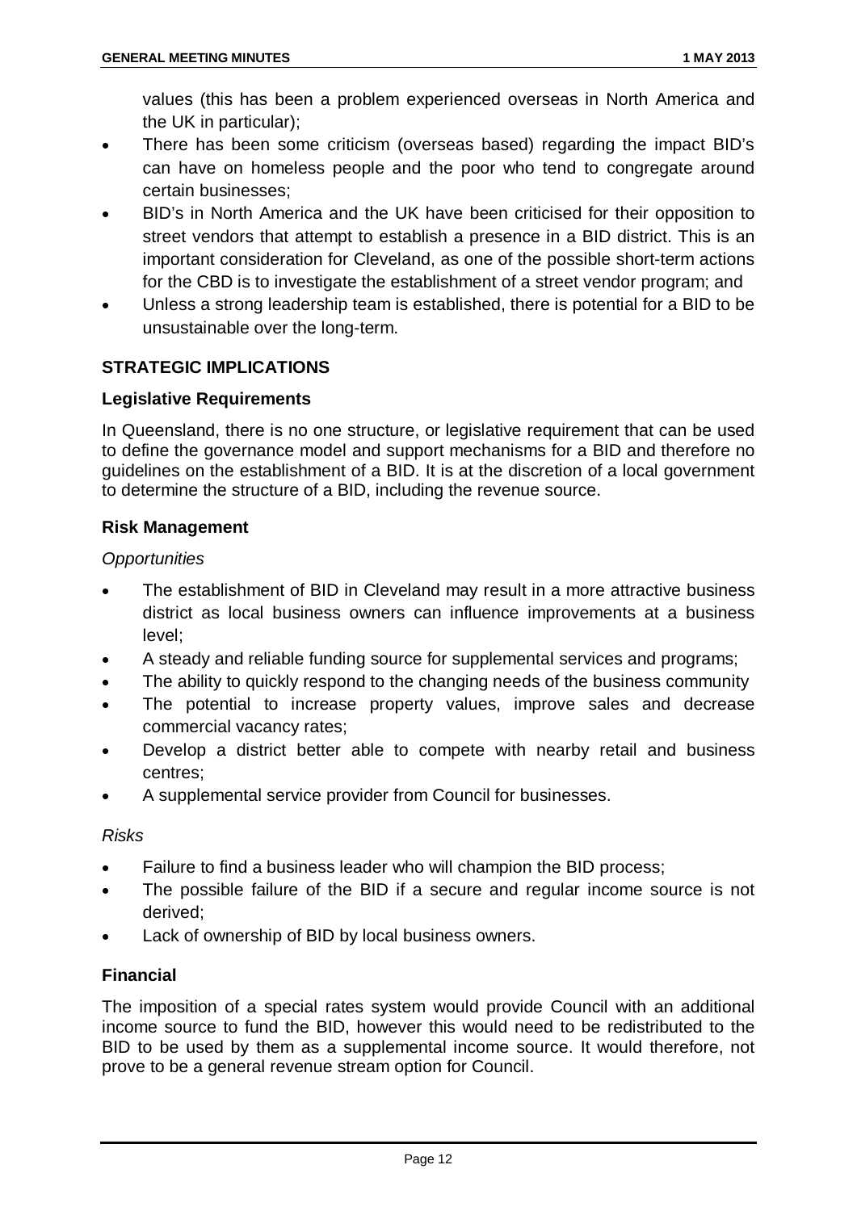values (this has been a problem experienced overseas in North America and the UK in particular);

- There has been some criticism (overseas based) regarding the impact BID's can have on homeless people and the poor who tend to congregate around certain businesses;
- BID's in North America and the UK have been criticised for their opposition to street vendors that attempt to establish a presence in a BID district. This is an important consideration for Cleveland, as one of the possible short-term actions for the CBD is to investigate the establishment of a street vendor program; and
- Unless a strong leadership team is established, there is potential for a BID to be unsustainable over the long-term.

## STRATEGIC IMPLICATIONS

### Legislative Requirements

In Queensland, there is no one structure, or legislative requirement that can be used to define the governance model and support mechanisms for a BID and therefore no guidelines on the establishment of a BID. It is at the discretion of a local government to determine the structure of a BID, including the revenue source.

### Risk Management

*Opportunities*

- The establishment of BID in Cleveland may result in a more attractive business district as local business owners can influence improvements at a business level;
- A steady and reliable funding source for supplemental services and programs;
- The ability to quickly respond to the changing needs of the business community
- The potential to increase property values, improve sales and decrease commercial vacancy rates;
- Develop a district better able to compete with nearby retail and business centres;
- A supplemental service provider from Council for businesses.

*Risks*

- Failure to find a business leader who will champion the BID process;
- The possible failure of the BID if a secure and regular income source is not derived;
- Lack of ownership of BID by local business owners.

### Financial

The imposition of a special rates system would provide Council with an additional income source to fund the BID, however this would need to be redistributed to the BID to be used by them as a supplemental income source. It would therefore, not prove to be a general revenue stream option for Council.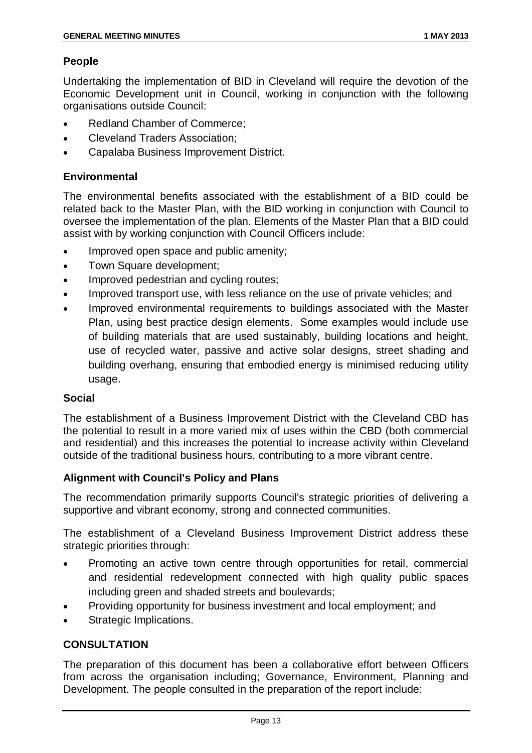### People

Undertaking the implementation of BID in Cleveland will require the devotion of the Economic Development unit in Council, working in conjunction with the following organisations outside Council:

- Redland Chamber of Commerce;
- Cleveland Traders Association;
- Capalaba Business Improvement District.

### Environmental

The environmental benefits associated with the establishment of a BID could be related back to the Master Plan, with the BID working in conjunction with Council to oversee the implementation of the plan. Elements of the Master Plan that a BID could assist with by working conjunction with Council Officers include:

- Improved open space and public amenity;
- Town Square development;
- Improved pedestrian and cycling routes;
- Improved transport use, with less reliance on the use of private vehicles; and
- Improved environmental requirements to buildings associated with the Master Plan, using best practice design elements. Some examples would include use of building materials that are used sustainably, building locations and height, use of recycled water, passive and active solar designs, street shading and building overhang, ensuring that embodied energy is minimised reducing utility usage.

### Social

The establishment of a Business Improvement District with the Cleveland CBD has the potential to result in a more varied mix of uses within the CBD (both commercial and residential) and this increases the potential to increase activity within Cleveland outside of the traditional business hours, contributing to a more vibrant centre.

### Alignment with Council's Policy and Plans

The recommendation primarily supports Council's strategic priorities of delivering a supportive and vibrant economy, strong and connected communities.

The establishment of a Cleveland Business Improvement District address these strategic priorities through:

- Promoting an active town centre through opportunities for retail, commercial and residential redevelopment connected with high quality public spaces including green and shaded streets and boulevards;
- Providing opportunity for business investment and local employment; and
- Strategic Implications.

## CONSULTATION

The preparation of this document has been a collaborative effort between Officers from across the organisation including; Governance, Environment, Planning and Development. The people consulted in the preparation of the report include: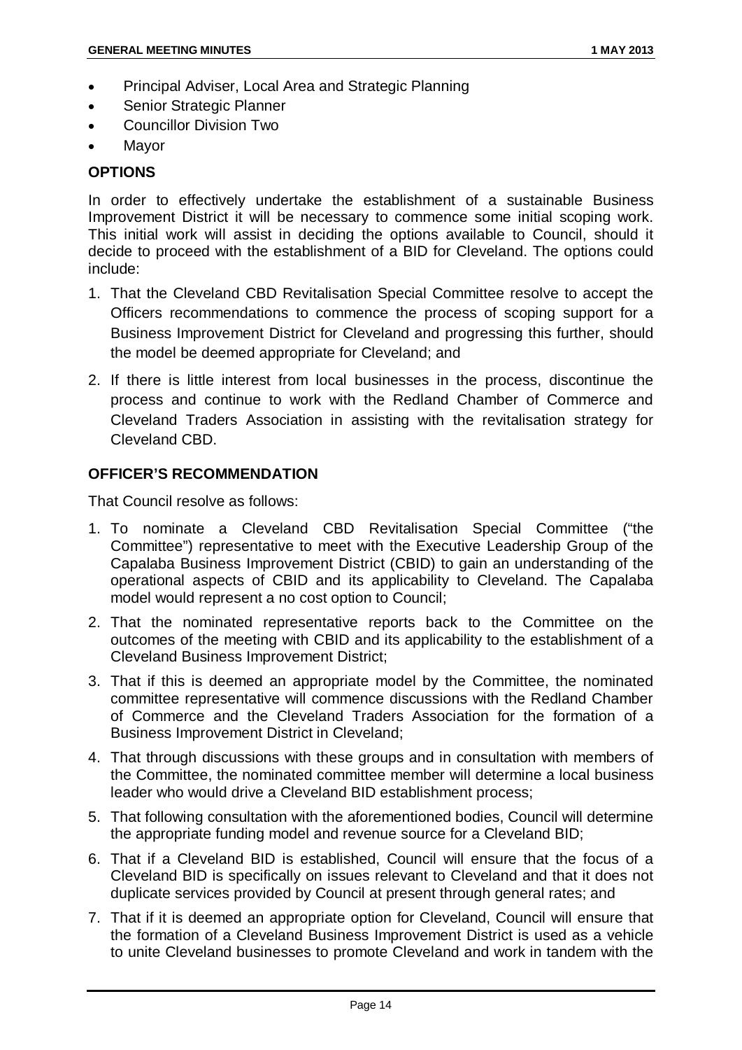- Principal Adviser, Local Area and Strategic Planning
- Senior Strategic Planner
- Councillor Division Two
- Mayor

## OPTIONS

In order to effectively undertake the establishment of a sustainable Business Improvement District it will be necessary to commence some initial scoping work. This initial work will assist in deciding the options available to Council, should it decide to proceed with the establishment of a BID for Cleveland. The options could include:

1. That the Cleveland CBD Revitalisation Special Committee resolve to accept the Officers recommendations to commence the process of scoping support for a Business Improvement District for Cleveland and progressing this further, should the model be deemed appropriate for Cleveland; and
2. If there is little interest from local businesses in the process, discontinue the process and continue to work with the Redland Chamber of Commerce and Cleveland Traders Association in assisting with the revitalisation strategy for Cleveland CBD.

## OFFICER'S RECOMMENDATION

That Council resolve as follows:

1. To nominate a Cleveland CBD Revitalisation Special Committee ("the Committee") representative to meet with the Executive Leadership Group of the Capalaba Business Improvement District (CBID) to gain an understanding of the operational aspects of CBID and its applicability to Cleveland. The Capalaba model would represent a no cost option to Council;
2. That the nominated representative reports back to the Committee on the outcomes of the meeting with CBID and its applicability to the establishment of a Cleveland Business Improvement District;
3. That if this is deemed an appropriate model by the Committee, the nominated committee representative will commence discussions with the Redland Chamber of Commerce and the Cleveland Traders Association for the formation of a Business Improvement District in Cleveland;
4. That through discussions with these groups and in consultation with members of the Committee, the nominated committee member will determine a local business leader who would drive a Cleveland BID establishment process;
5. That following consultation with the aforementioned bodies, Council will determine the appropriate funding model and revenue source for a Cleveland BID;
6. That if a Cleveland BID is established, Council will ensure that the focus of a Cleveland BID is specifically on issues relevant to Cleveland and that it does not duplicate services provided by Council at present through general rates; and
7. That if it is deemed an appropriate option for Cleveland, Council will ensure that the formation of a Cleveland Business Improvement District is used as a vehicle to unite Cleveland businesses to promote Cleveland and work in tandem with the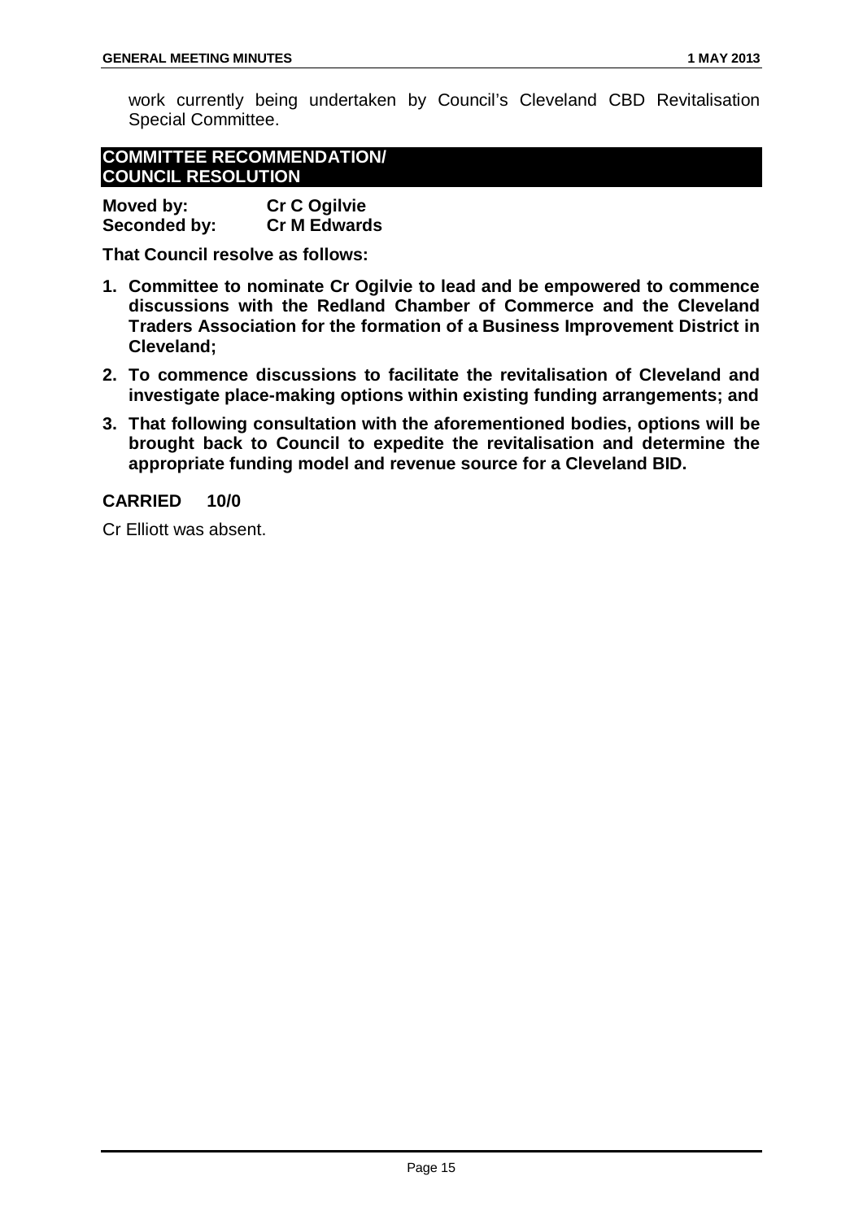work currently being undertaken by Council's Cleveland CBD Revitalisation Special Committee.

**COMMITTEE RECOMMENDATION/ COUNCIL RESOLUTION**

**Moved by:** **Cr C Ogilvie**
**Seconded by:** **Cr M Edwards**

**That Council resolve as follows:**

1. **Committee to nominate Cr Ogilvie to lead and be empowered to commence discussions with the Redland Chamber of Commerce and the Cleveland Traders Association for the formation of a Business Improvement District in Cleveland;**
2. **To commence discussions to facilitate the revitalisation of Cleveland and investigate place-making options within existing funding arrangements; and**
3. **That following consultation with the aforementioned bodies, options will be brought back to Council to expedite the revitalisation and determine the appropriate funding model and revenue source for a Cleveland BID.**

**CARRIED 10/0**

Cr Elliott was absent.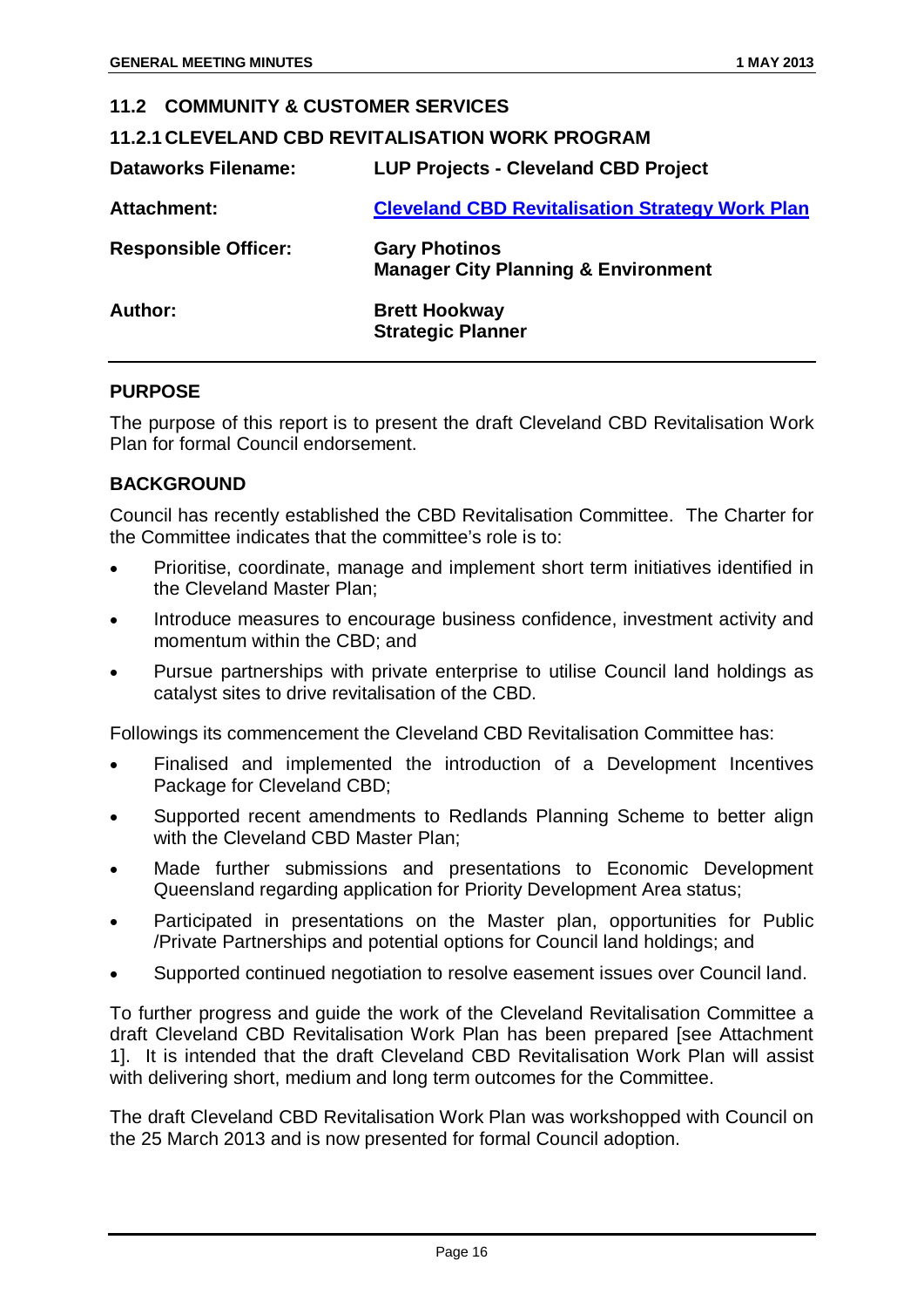## 11.2 COMMUNITY & CUSTOMER SERVICES

### 11.2.1 CLEVELAND CBD REVITALISATION WORK PROGRAM

| | |
|---|---|
| **Dataworks Filename:** | **LUP Projects - Cleveland CBD Project** |
| **Attachment:** | **Cleveland CBD Revitalisation Strategy Work Plan** |
| **Responsible Officer:** | **Gary Photinos**<br>**Manager City Planning & Environment** |
| **Author:** | **Brett Hookway**<br>**Strategic Planner** |

#### PURPOSE

The purpose of this report is to present the draft Cleveland CBD Revitalisation Work Plan for formal Council endorsement.

#### BACKGROUND

Council has recently established the CBD Revitalisation Committee. The Charter for the Committee indicates that the committee's role is to:

- Prioritise, coordinate, manage and implement short term initiatives identified in the Cleveland Master Plan;
- Introduce measures to encourage business confidence, investment activity and momentum within the CBD; and
- Pursue partnerships with private enterprise to utilise Council land holdings as catalyst sites to drive revitalisation of the CBD.

Followings its commencement the Cleveland CBD Revitalisation Committee has:

- Finalised and implemented the introduction of a Development Incentives Package for Cleveland CBD;
- Supported recent amendments to Redlands Planning Scheme to better align with the Cleveland CBD Master Plan;
- Made further submissions and presentations to Economic Development Queensland regarding application for Priority Development Area status;
- Participated in presentations on the Master plan, opportunities for Public /Private Partnerships and potential options for Council land holdings; and
- Supported continued negotiation to resolve easement issues over Council land.

To further progress and guide the work of the Cleveland Revitalisation Committee a draft Cleveland CBD Revitalisation Work Plan has been prepared [see Attachment 1]. It is intended that the draft Cleveland CBD Revitalisation Work Plan will assist with delivering short, medium and long term outcomes for the Committee.

The draft Cleveland CBD Revitalisation Work Plan was workshopped with Council on the 25 March 2013 and is now presented for formal Council adoption.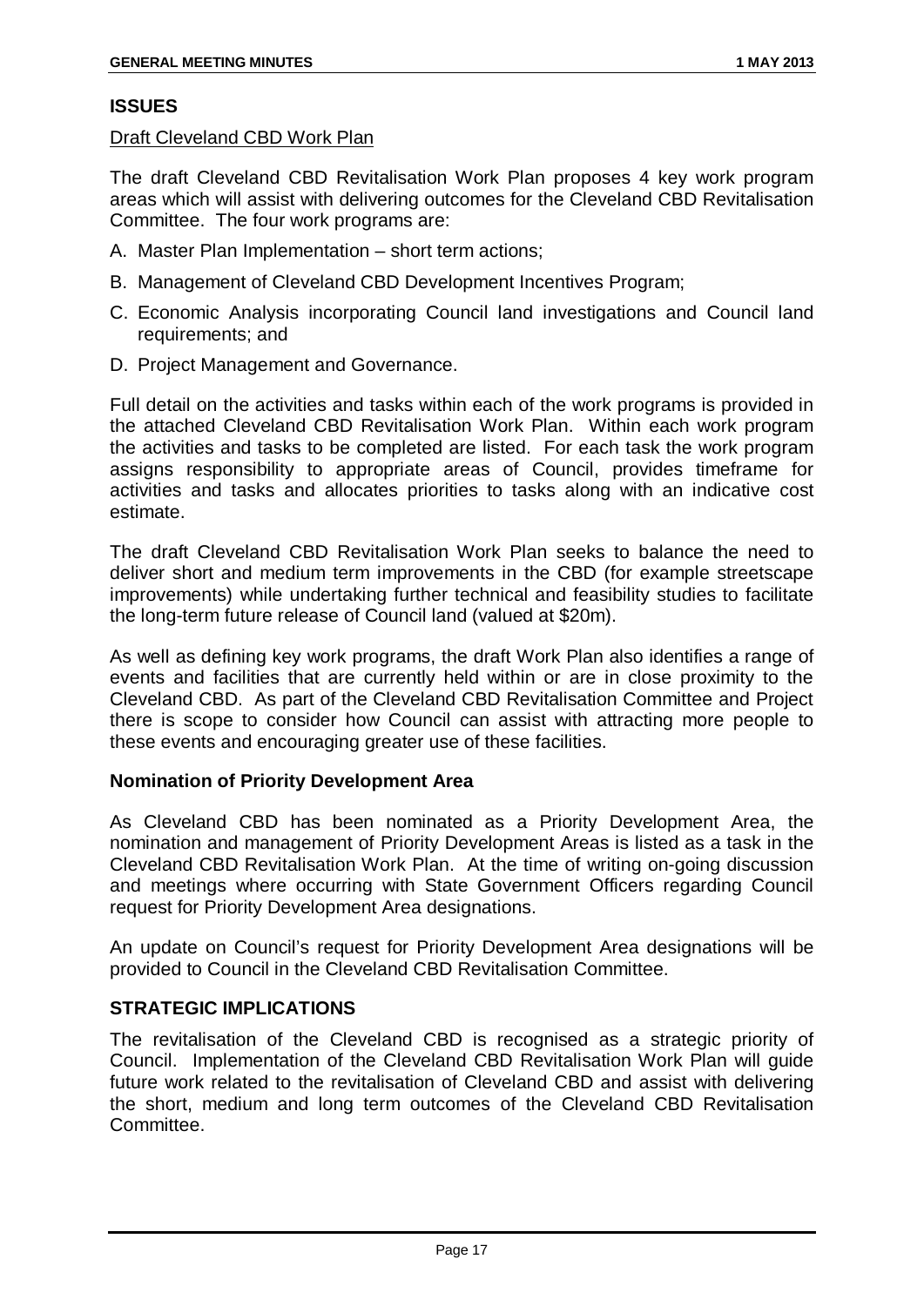## ISSUES

Draft Cleveland CBD Work Plan

The draft Cleveland CBD Revitalisation Work Plan proposes 4 key work program areas which will assist with delivering outcomes for the Cleveland CBD Revitalisation Committee. The four work programs are:

A. Master Plan Implementation – short term actions;
B. Management of Cleveland CBD Development Incentives Program;
C. Economic Analysis incorporating Council land investigations and Council land requirements; and
D. Project Management and Governance.

Full detail on the activities and tasks within each of the work programs is provided in the attached Cleveland CBD Revitalisation Work Plan. Within each work program the activities and tasks to be completed are listed. For each task the work program assigns responsibility to appropriate areas of Council, provides timeframe for activities and tasks and allocates priorities to tasks along with an indicative cost estimate.

The draft Cleveland CBD Revitalisation Work Plan seeks to balance the need to deliver short and medium term improvements in the CBD (for example streetscape improvements) while undertaking further technical and feasibility studies to facilitate the long-term future release of Council land (valued at $20m).

As well as defining key work programs, the draft Work Plan also identifies a range of events and facilities that are currently held within or are in close proximity to the Cleveland CBD. As part of the Cleveland CBD Revitalisation Committee and Project there is scope to consider how Council can assist with attracting more people to these events and encouraging greater use of these facilities.

### Nomination of Priority Development Area

As Cleveland CBD has been nominated as a Priority Development Area, the nomination and management of Priority Development Areas is listed as a task in the Cleveland CBD Revitalisation Work Plan. At the time of writing on-going discussion and meetings where occurring with State Government Officers regarding Council request for Priority Development Area designations.

An update on Council's request for Priority Development Area designations will be provided to Council in the Cleveland CBD Revitalisation Committee.

## STRATEGIC IMPLICATIONS

The revitalisation of the Cleveland CBD is recognised as a strategic priority of Council. Implementation of the Cleveland CBD Revitalisation Work Plan will guide future work related to the revitalisation of Cleveland CBD and assist with delivering the short, medium and long term outcomes of the Cleveland CBD Revitalisation Committee.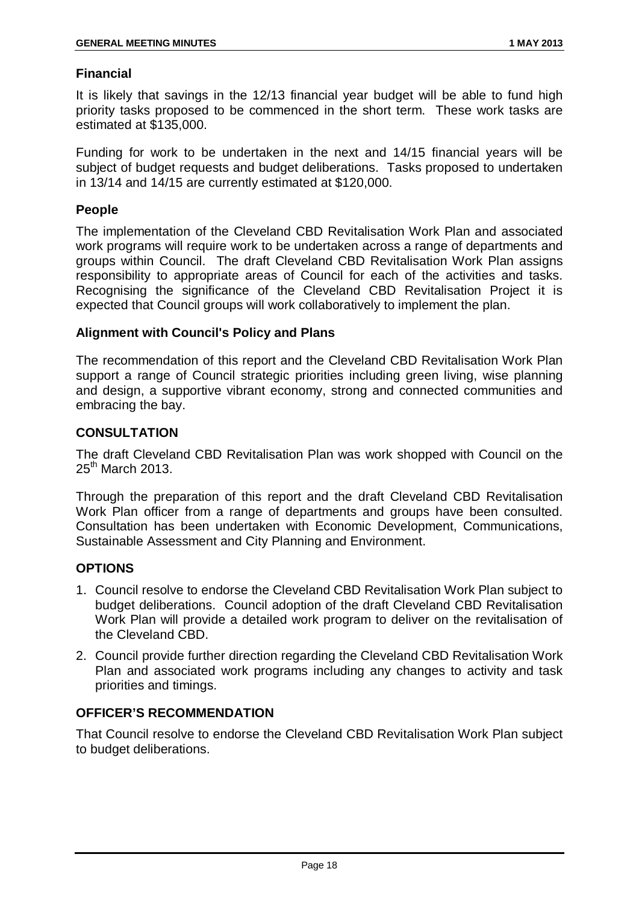### Financial

It is likely that savings in the 12/13 financial year budget will be able to fund high priority tasks proposed to be commenced in the short term. These work tasks are estimated at $135,000.

Funding for work to be undertaken in the next and 14/15 financial years will be subject of budget requests and budget deliberations. Tasks proposed to undertaken in 13/14 and 14/15 are currently estimated at $120,000.

### People

The implementation of the Cleveland CBD Revitalisation Work Plan and associated work programs will require work to be undertaken across a range of departments and groups within Council. The draft Cleveland CBD Revitalisation Work Plan assigns responsibility to appropriate areas of Council for each of the activities and tasks. Recognising the significance of the Cleveland CBD Revitalisation Project it is expected that Council groups will work collaboratively to implement the plan.

### Alignment with Council's Policy and Plans

The recommendation of this report and the Cleveland CBD Revitalisation Work Plan support a range of Council strategic priorities including green living, wise planning and design, a supportive vibrant economy, strong and connected communities and embracing the bay.

## CONSULTATION

The draft Cleveland CBD Revitalisation Plan was work shopped with Council on the 25th March 2013.

Through the preparation of this report and the draft Cleveland CBD Revitalisation Work Plan officer from a range of departments and groups have been consulted. Consultation has been undertaken with Economic Development, Communications, Sustainable Assessment and City Planning and Environment.

## OPTIONS

1. Council resolve to endorse the Cleveland CBD Revitalisation Work Plan subject to budget deliberations. Council adoption of the draft Cleveland CBD Revitalisation Work Plan will provide a detailed work program to deliver on the revitalisation of the Cleveland CBD.
2. Council provide further direction regarding the Cleveland CBD Revitalisation Work Plan and associated work programs including any changes to activity and task priorities and timings.

## OFFICER'S RECOMMENDATION

That Council resolve to endorse the Cleveland CBD Revitalisation Work Plan subject to budget deliberations.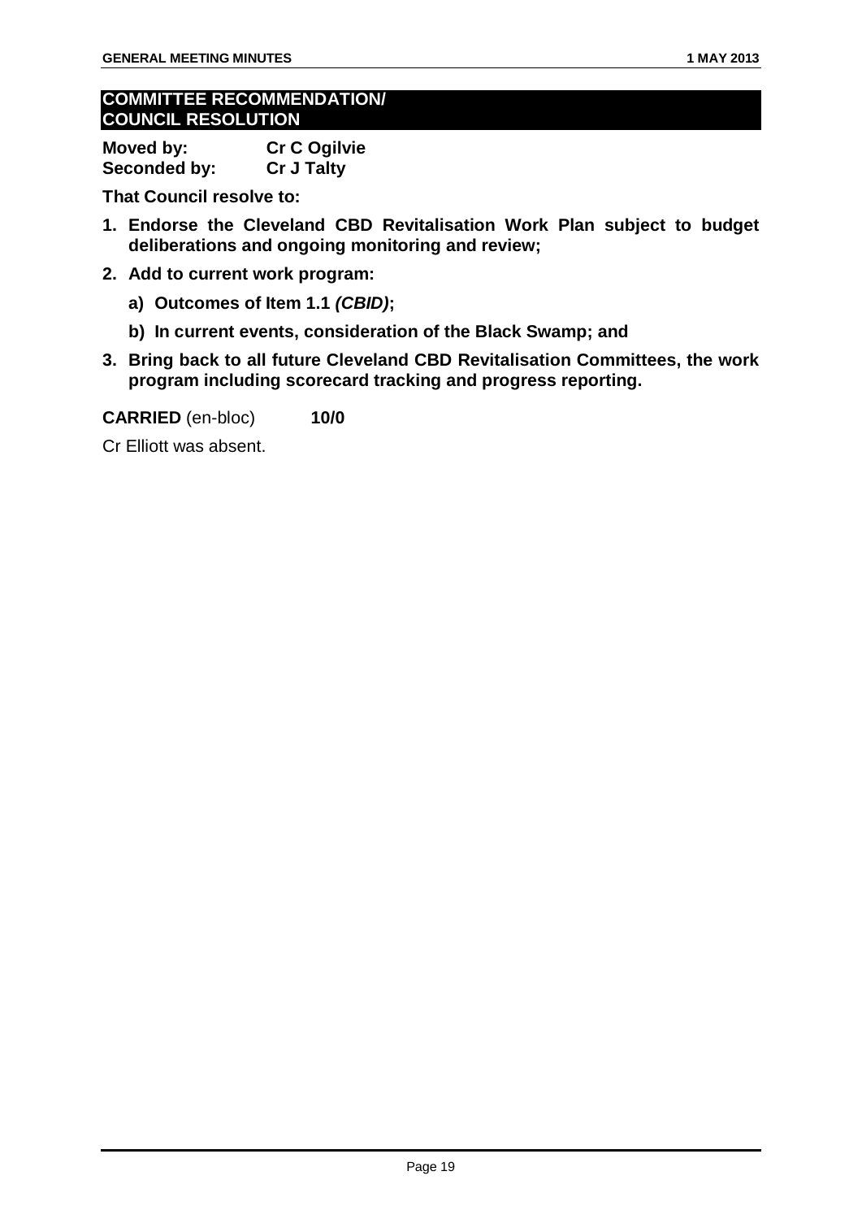## COMMITTEE RECOMMENDATION/ COUNCIL RESOLUTION

**Moved by:** **Cr C Ogilvie**
**Seconded by:** **Cr J Talty**

**That Council resolve to:**

1. **Endorse the Cleveland CBD Revitalisation Work Plan subject to budget deliberations and ongoing monitoring and review;**
2. **Add to current work program:**
   a) **Outcomes of Item 1.1 *(CBID)*;**
   b) **In current events, consideration of the Black Swamp; and**
3. **Bring back to all future Cleveland CBD Revitalisation Committees, the work program including scorecard tracking and progress reporting.**

**CARRIED** (en-bloc) **10/0**

Cr Elliott was absent.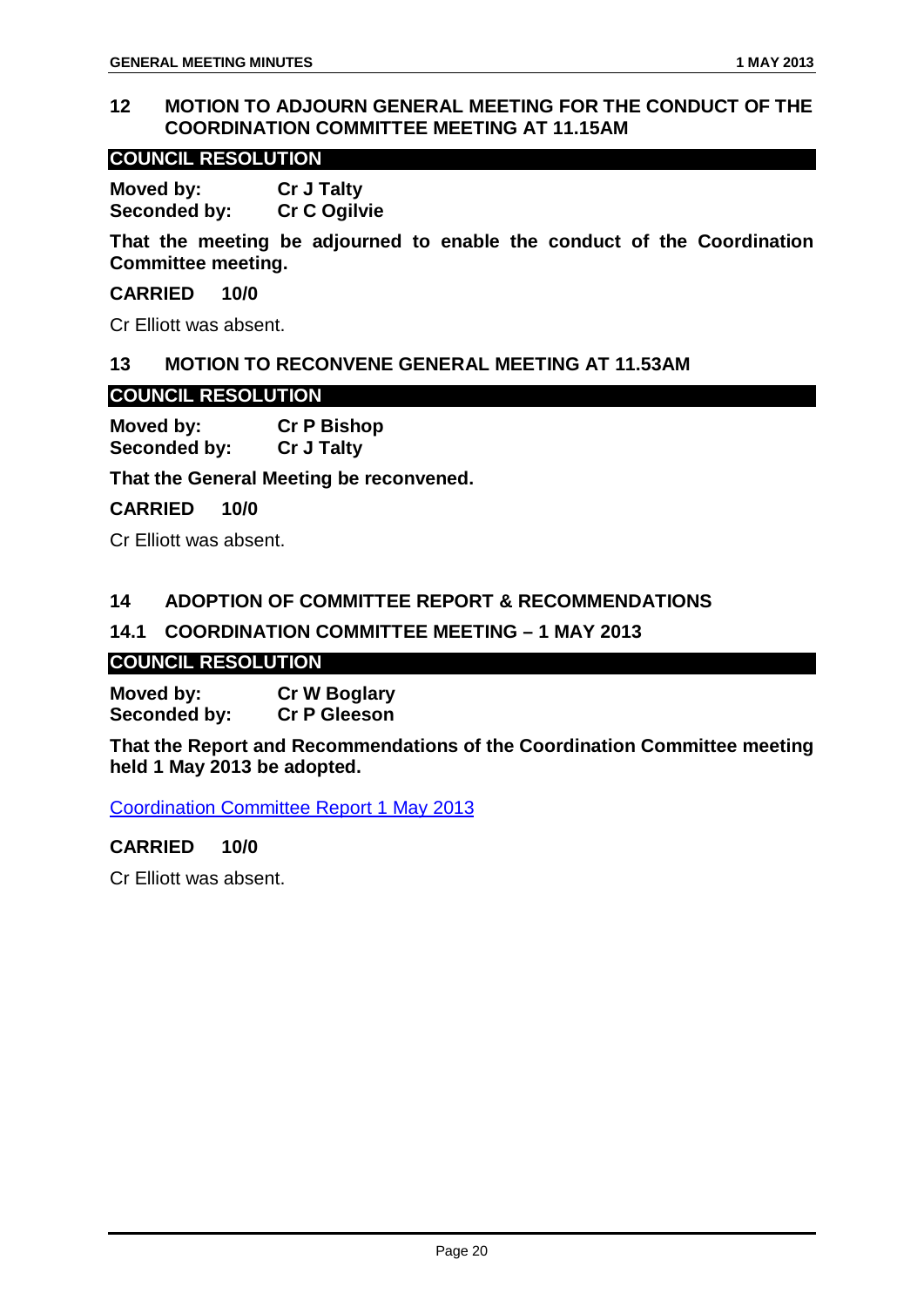## 12 MOTION TO ADJOURN GENERAL MEETING FOR THE CONDUCT OF THE COORDINATION COMMITTEE MEETING AT 11.15AM

**COUNCIL RESOLUTION**

**Moved by:** **Cr J Talty**
**Seconded by:** **Cr C Ogilvie**

**That the meeting be adjourned to enable the conduct of the Coordination Committee meeting.**

**CARRIED 10/0**

Cr Elliott was absent.

## 13 MOTION TO RECONVENE GENERAL MEETING AT 11.53AM

**COUNCIL RESOLUTION**

**Moved by:** **Cr P Bishop**
**Seconded by:** **Cr J Talty**

**That the General Meeting be reconvened.**

**CARRIED 10/0**

Cr Elliott was absent.

## 14 ADOPTION OF COMMITTEE REPORT & RECOMMENDATIONS

### 14.1 COORDINATION COMMITTEE MEETING – 1 MAY 2013

**COUNCIL RESOLUTION**

**Moved by:** **Cr W Boglary**
**Seconded by:** **Cr P Gleeson**

**That the Report and Recommendations of the Coordination Committee meeting held 1 May 2013 be adopted.**

Coordination Committee Report 1 May 2013

**CARRIED 10/0**

Cr Elliott was absent.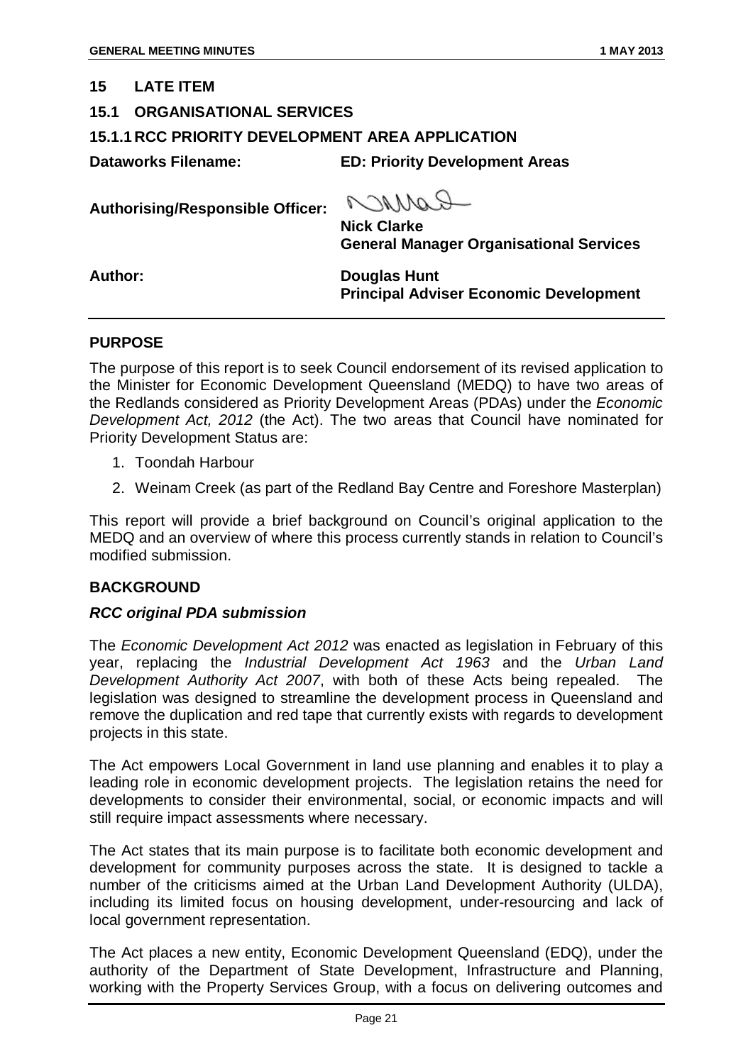## 15 LATE ITEM

### 15.1 ORGANISATIONAL SERVICES

### 15.1.1 RCC PRIORITY DEVELOPMENT AREA APPLICATION

**Dataworks Filename:** **ED: Priority Development Areas**

**Authorising/Responsible Officer:** **Nick Clarke**
**General Manager Organisational Services**

**Author:** **Douglas Hunt**
**Principal Adviser Economic Development**

---

**PURPOSE**

The purpose of this report is to seek Council endorsement of its revised application to the Minister for Economic Development Queensland (MEDQ) to have two areas of the Redlands considered as Priority Development Areas (PDAs) under the *Economic Development Act, 2012* (the Act). The two areas that Council have nominated for Priority Development Status are:

1. Toondah Harbour
2. Weinam Creek (as part of the Redland Bay Centre and Foreshore Masterplan)

This report will provide a brief background on Council's original application to the MEDQ and an overview of where this process currently stands in relation to Council's modified submission.

**BACKGROUND**

***RCC original PDA submission***

The *Economic Development Act 2012* was enacted as legislation in February of this year, replacing the *Industrial Development Act 1963* and the *Urban Land Development Authority Act 2007*, with both of these Acts being repealed. The legislation was designed to streamline the development process in Queensland and remove the duplication and red tape that currently exists with regards to development projects in this state.

The Act empowers Local Government in land use planning and enables it to play a leading role in economic development projects. The legislation retains the need for developments to consider their environmental, social, or economic impacts and will still require impact assessments where necessary.

The Act states that its main purpose is to facilitate both economic development and development for community purposes across the state. It is designed to tackle a number of the criticisms aimed at the Urban Land Development Authority (ULDA), including its limited focus on housing development, under-resourcing and lack of local government representation.

The Act places a new entity, Economic Development Queensland (EDQ), under the authority of the Department of State Development, Infrastructure and Planning, working with the Property Services Group, with a focus on delivering outcomes and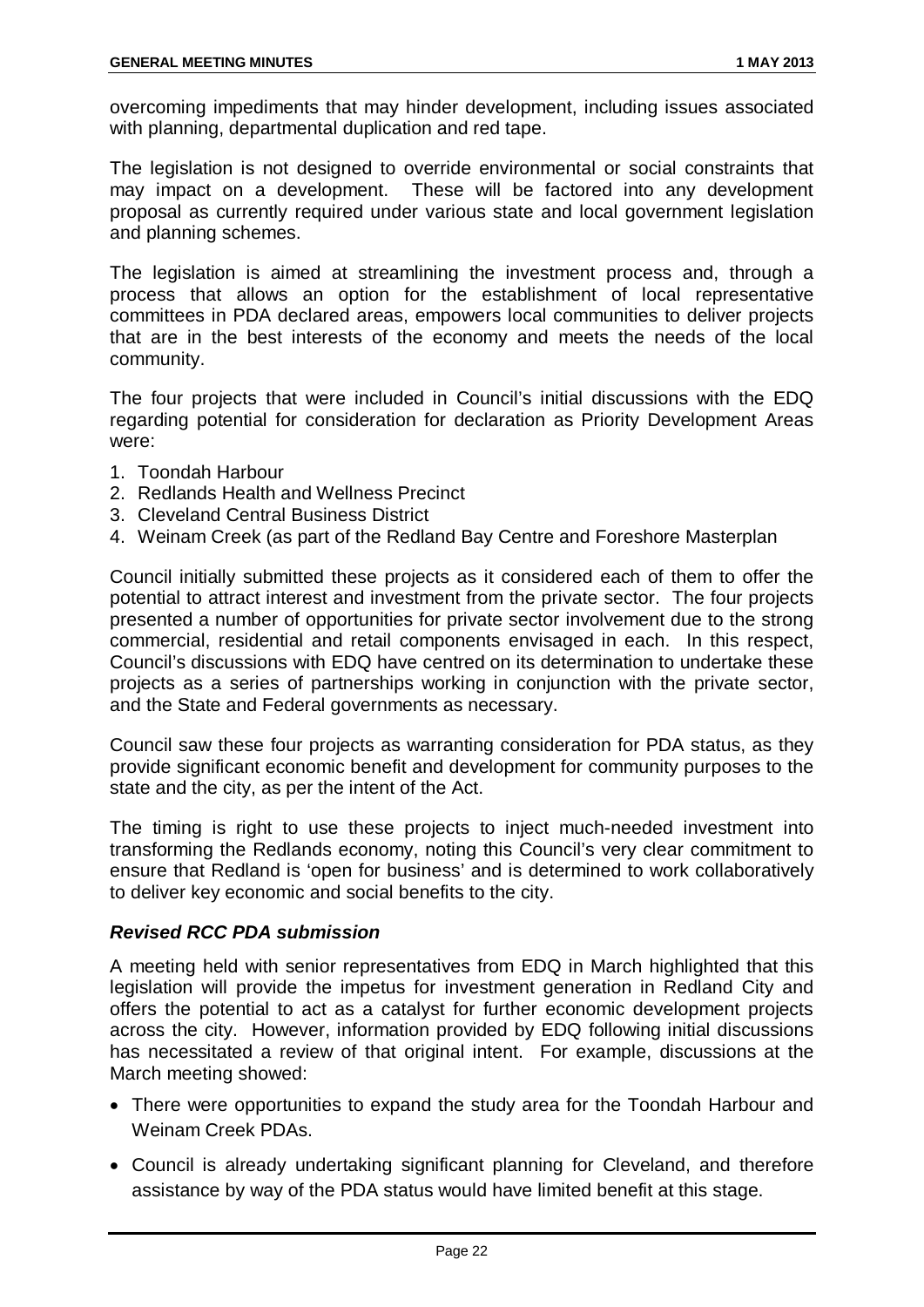overcoming impediments that may hinder development, including issues associated with planning, departmental duplication and red tape.

The legislation is not designed to override environmental or social constraints that may impact on a development. These will be factored into any development proposal as currently required under various state and local government legislation and planning schemes.

The legislation is aimed at streamlining the investment process and, through a process that allows an option for the establishment of local representative committees in PDA declared areas, empowers local communities to deliver projects that are in the best interests of the economy and meets the needs of the local community.

The four projects that were included in Council's initial discussions with the EDQ regarding potential for consideration for declaration as Priority Development Areas were:

1. Toondah Harbour
2. Redlands Health and Wellness Precinct
3. Cleveland Central Business District
4. Weinam Creek (as part of the Redland Bay Centre and Foreshore Masterplan

Council initially submitted these projects as it considered each of them to offer the potential to attract interest and investment from the private sector. The four projects presented a number of opportunities for private sector involvement due to the strong commercial, residential and retail components envisaged in each. In this respect, Council's discussions with EDQ have centred on its determination to undertake these projects as a series of partnerships working in conjunction with the private sector, and the State and Federal governments as necessary.

Council saw these four projects as warranting consideration for PDA status, as they provide significant economic benefit and development for community purposes to the state and the city, as per the intent of the Act.

The timing is right to use these projects to inject much-needed investment into transforming the Redlands economy, noting this Council's very clear commitment to ensure that Redland is 'open for business' and is determined to work collaboratively to deliver key economic and social benefits to the city.

***Revised RCC PDA submission***

A meeting held with senior representatives from EDQ in March highlighted that this legislation will provide the impetus for investment generation in Redland City and offers the potential to act as a catalyst for further economic development projects across the city. However, information provided by EDQ following initial discussions has necessitated a review of that original intent. For example, discussions at the March meeting showed:

- There were opportunities to expand the study area for the Toondah Harbour and Weinam Creek PDAs.
- Council is already undertaking significant planning for Cleveland, and therefore assistance by way of the PDA status would have limited benefit at this stage.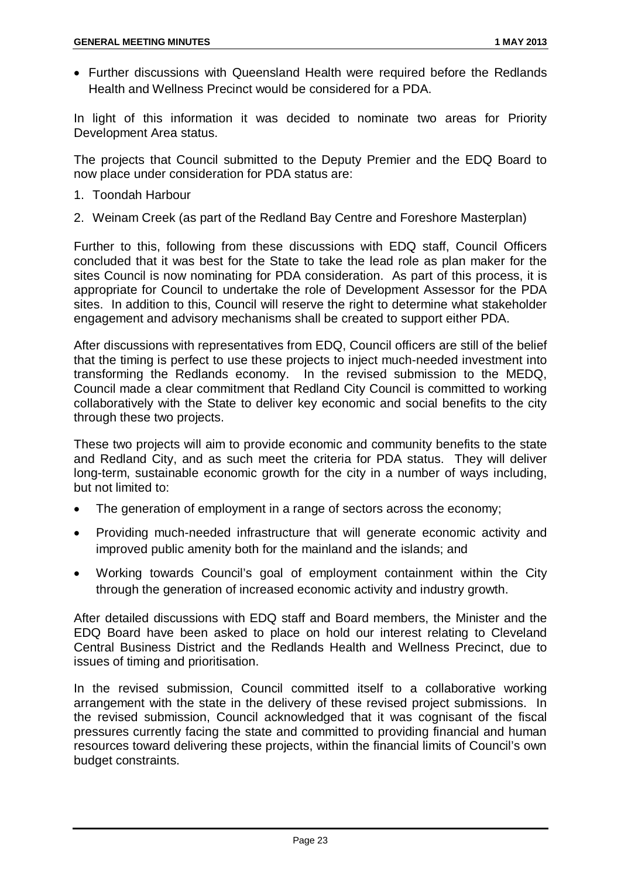- Further discussions with Queensland Health were required before the Redlands Health and Wellness Precinct would be considered for a PDA.

In light of this information it was decided to nominate two areas for Priority Development Area status.

The projects that Council submitted to the Deputy Premier and the EDQ Board to now place under consideration for PDA status are:

1. Toondah Harbour
2. Weinam Creek (as part of the Redland Bay Centre and Foreshore Masterplan)

Further to this, following from these discussions with EDQ staff, Council Officers concluded that it was best for the State to take the lead role as plan maker for the sites Council is now nominating for PDA consideration. As part of this process, it is appropriate for Council to undertake the role of Development Assessor for the PDA sites. In addition to this, Council will reserve the right to determine what stakeholder engagement and advisory mechanisms shall be created to support either PDA.

After discussions with representatives from EDQ, Council officers are still of the belief that the timing is perfect to use these projects to inject much-needed investment into transforming the Redlands economy. In the revised submission to the MEDQ, Council made a clear commitment that Redland City Council is committed to working collaboratively with the State to deliver key economic and social benefits to the city through these two projects.

These two projects will aim to provide economic and community benefits to the state and Redland City, and as such meet the criteria for PDA status. They will deliver long-term, sustainable economic growth for the city in a number of ways including, but not limited to:

- The generation of employment in a range of sectors across the economy;
- Providing much-needed infrastructure that will generate economic activity and improved public amenity both for the mainland and the islands; and
- Working towards Council's goal of employment containment within the City through the generation of increased economic activity and industry growth.

After detailed discussions with EDQ staff and Board members, the Minister and the EDQ Board have been asked to place on hold our interest relating to Cleveland Central Business District and the Redlands Health and Wellness Precinct, due to issues of timing and prioritisation.

In the revised submission, Council committed itself to a collaborative working arrangement with the state in the delivery of these revised project submissions. In the revised submission, Council acknowledged that it was cognisant of the fiscal pressures currently facing the state and committed to providing financial and human resources toward delivering these projects, within the financial limits of Council's own budget constraints.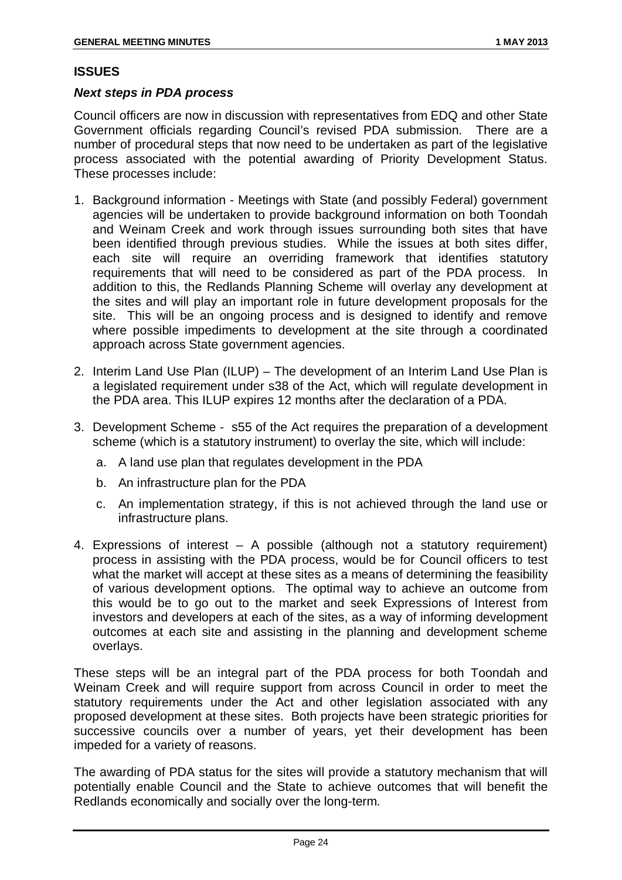## ISSUES

### *Next steps in PDA process*

Council officers are now in discussion with representatives from EDQ and other State Government officials regarding Council's revised PDA submission. There are a number of procedural steps that now need to be undertaken as part of the legislative process associated with the potential awarding of Priority Development Status. These processes include:

1. Background information - Meetings with State (and possibly Federal) government agencies will be undertaken to provide background information on both Toondah and Weinam Creek and work through issues surrounding both sites that have been identified through previous studies. While the issues at both sites differ, each site will require an overriding framework that identifies statutory requirements that will need to be considered as part of the PDA process. In addition to this, the Redlands Planning Scheme will overlay any development at the sites and will play an important role in future development proposals for the site. This will be an ongoing process and is designed to identify and remove where possible impediments to development at the site through a coordinated approach across State government agencies.

2. Interim Land Use Plan (ILUP) – The development of an Interim Land Use Plan is a legislated requirement under s38 of the Act, which will regulate development in the PDA area. This ILUP expires 12 months after the declaration of a PDA.

3. Development Scheme - s55 of the Act requires the preparation of a development scheme (which is a statutory instrument) to overlay the site, which will include:
   a. A land use plan that regulates development in the PDA
   b. An infrastructure plan for the PDA
   c. An implementation strategy, if this is not achieved through the land use or infrastructure plans.

4. Expressions of interest – A possible (although not a statutory requirement) process in assisting with the PDA process, would be for Council officers to test what the market will accept at these sites as a means of determining the feasibility of various development options. The optimal way to achieve an outcome from this would be to go out to the market and seek Expressions of Interest from investors and developers at each of the sites, as a way of informing development outcomes at each site and assisting in the planning and development scheme overlays.

These steps will be an integral part of the PDA process for both Toondah and Weinam Creek and will require support from across Council in order to meet the statutory requirements under the Act and other legislation associated with any proposed development at these sites. Both projects have been strategic priorities for successive councils over a number of years, yet their development has been impeded for a variety of reasons.

The awarding of PDA status for the sites will provide a statutory mechanism that will potentially enable Council and the State to achieve outcomes that will benefit the Redlands economically and socially over the long-term.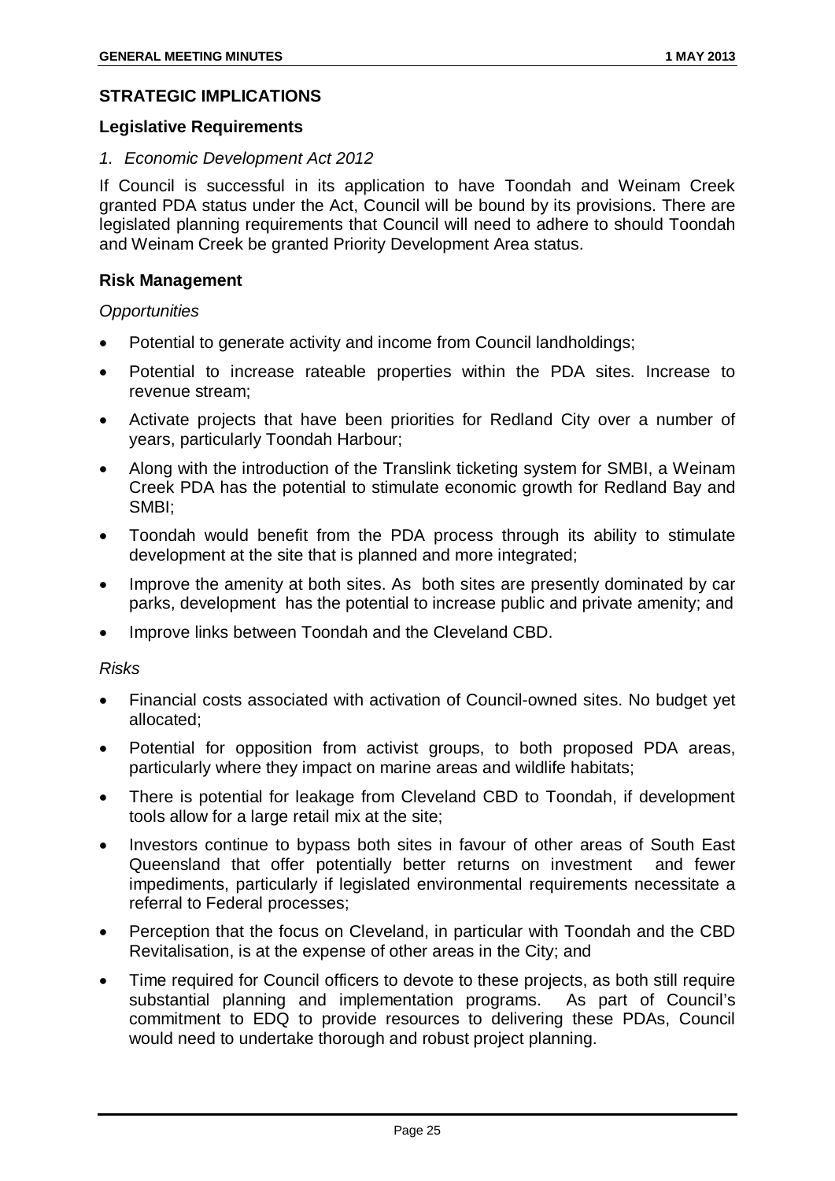## STRATEGIC IMPLICATIONS

### Legislative Requirements

*1. Economic Development Act 2012*

If Council is successful in its application to have Toondah and Weinam Creek granted PDA status under the Act, Council will be bound by its provisions. There are legislated planning requirements that Council will need to adhere to should Toondah and Weinam Creek be granted Priority Development Area status.

### Risk Management

*Opportunities*

- Potential to generate activity and income from Council landholdings;
- Potential to increase rateable properties within the PDA sites. Increase to revenue stream;
- Activate projects that have been priorities for Redland City over a number of years, particularly Toondah Harbour;
- Along with the introduction of the Translink ticketing system for SMBI, a Weinam Creek PDA has the potential to stimulate economic growth for Redland Bay and SMBI;
- Toondah would benefit from the PDA process through its ability to stimulate development at the site that is planned and more integrated;
- Improve the amenity at both sites. As both sites are presently dominated by car parks, development has the potential to increase public and private amenity; and
- Improve links between Toondah and the Cleveland CBD.

*Risks*

- Financial costs associated with activation of Council-owned sites. No budget yet allocated;
- Potential for opposition from activist groups, to both proposed PDA areas, particularly where they impact on marine areas and wildlife habitats;
- There is potential for leakage from Cleveland CBD to Toondah, if development tools allow for a large retail mix at the site;
- Investors continue to bypass both sites in favour of other areas of South East Queensland that offer potentially better returns on investment and fewer impediments, particularly if legislated environmental requirements necessitate a referral to Federal processes;
- Perception that the focus on Cleveland, in particular with Toondah and the CBD Revitalisation, is at the expense of other areas in the City; and
- Time required for Council officers to devote to these projects, as both still require substantial planning and implementation programs. As part of Council's commitment to EDQ to provide resources to delivering these PDAs, Council would need to undertake thorough and robust project planning.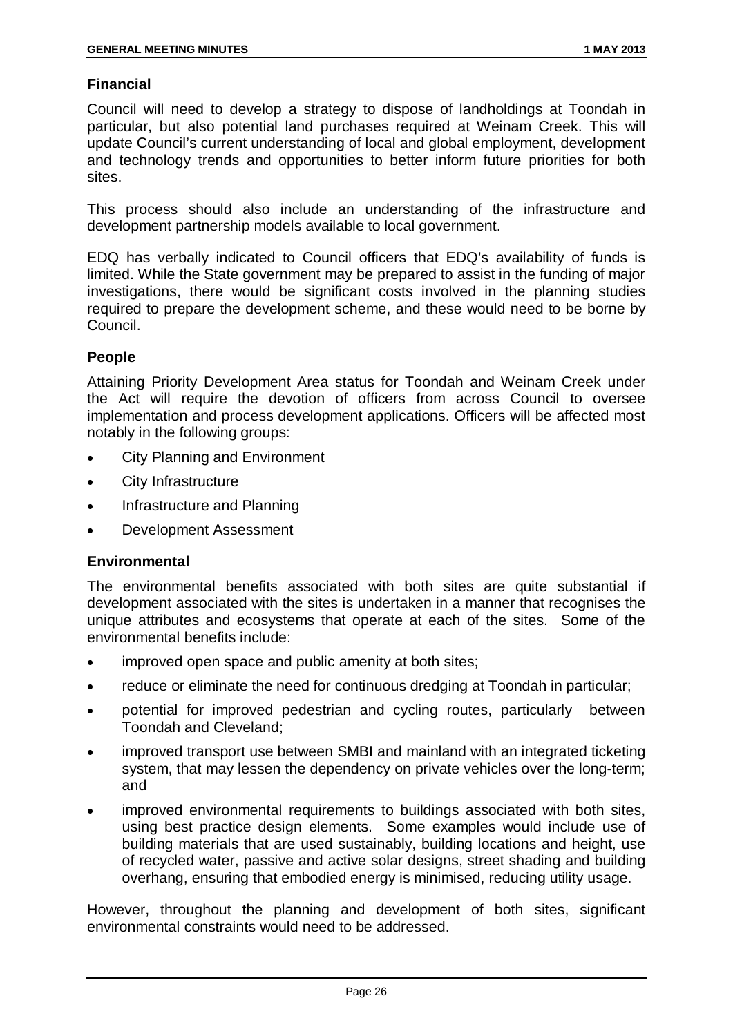### Financial

Council will need to develop a strategy to dispose of landholdings at Toondah in particular, but also potential land purchases required at Weinam Creek. This will update Council's current understanding of local and global employment, development and technology trends and opportunities to better inform future priorities for both sites.

This process should also include an understanding of the infrastructure and development partnership models available to local government.

EDQ has verbally indicated to Council officers that EDQ's availability of funds is limited. While the State government may be prepared to assist in the funding of major investigations, there would be significant costs involved in the planning studies required to prepare the development scheme, and these would need to be borne by Council.

### People

Attaining Priority Development Area status for Toondah and Weinam Creek under the Act will require the devotion of officers from across Council to oversee implementation and process development applications. Officers will be affected most notably in the following groups:

- City Planning and Environment
- City Infrastructure
- Infrastructure and Planning
- Development Assessment

### Environmental

The environmental benefits associated with both sites are quite substantial if development associated with the sites is undertaken in a manner that recognises the unique attributes and ecosystems that operate at each of the sites. Some of the environmental benefits include:

- improved open space and public amenity at both sites;
- reduce or eliminate the need for continuous dredging at Toondah in particular;
- potential for improved pedestrian and cycling routes, particularly between Toondah and Cleveland;
- improved transport use between SMBI and mainland with an integrated ticketing system, that may lessen the dependency on private vehicles over the long-term; and
- improved environmental requirements to buildings associated with both sites, using best practice design elements. Some examples would include use of building materials that are used sustainably, building locations and height, use of recycled water, passive and active solar designs, street shading and building overhang, ensuring that embodied energy is minimised, reducing utility usage.

However, throughout the planning and development of both sites, significant environmental constraints would need to be addressed.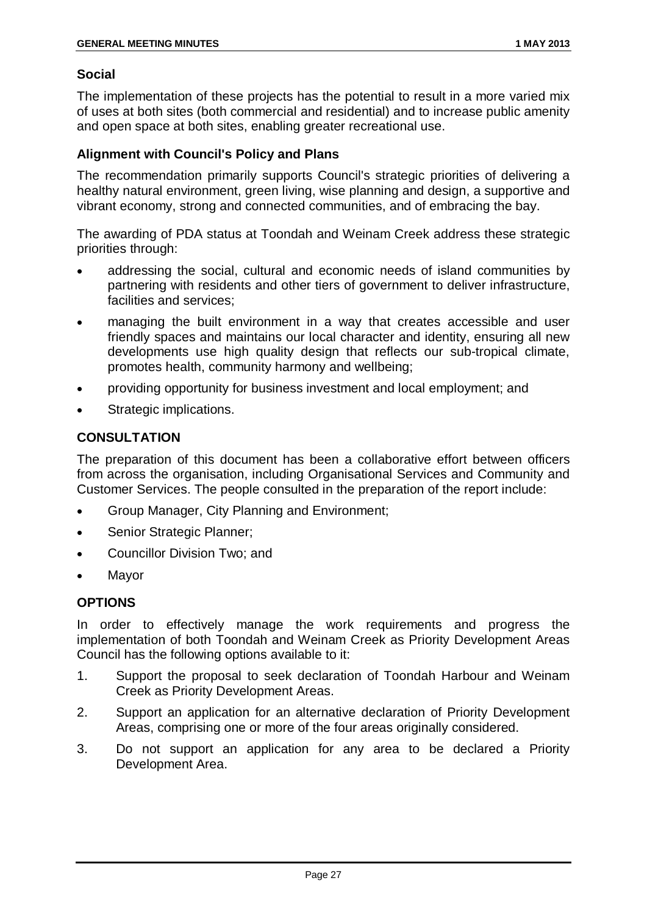### Social

The implementation of these projects has the potential to result in a more varied mix of uses at both sites (both commercial and residential) and to increase public amenity and open space at both sites, enabling greater recreational use.

### Alignment with Council's Policy and Plans

The recommendation primarily supports Council's strategic priorities of delivering a healthy natural environment, green living, wise planning and design, a supportive and vibrant economy, strong and connected communities, and of embracing the bay.

The awarding of PDA status at Toondah and Weinam Creek address these strategic priorities through:

- addressing the social, cultural and economic needs of island communities by partnering with residents and other tiers of government to deliver infrastructure, facilities and services;
- managing the built environment in a way that creates accessible and user friendly spaces and maintains our local character and identity, ensuring all new developments use high quality design that reflects our sub-tropical climate, promotes health, community harmony and wellbeing;
- providing opportunity for business investment and local employment; and
- Strategic implications.

## CONSULTATION

The preparation of this document has been a collaborative effort between officers from across the organisation, including Organisational Services and Community and Customer Services. The people consulted in the preparation of the report include:

- Group Manager, City Planning and Environment;
- Senior Strategic Planner;
- Councillor Division Two; and
- Mayor

## OPTIONS

In order to effectively manage the work requirements and progress the implementation of both Toondah and Weinam Creek as Priority Development Areas Council has the following options available to it:

1. Support the proposal to seek declaration of Toondah Harbour and Weinam Creek as Priority Development Areas.
2. Support an application for an alternative declaration of Priority Development Areas, comprising one or more of the four areas originally considered.
3. Do not support an application for any area to be declared a Priority Development Area.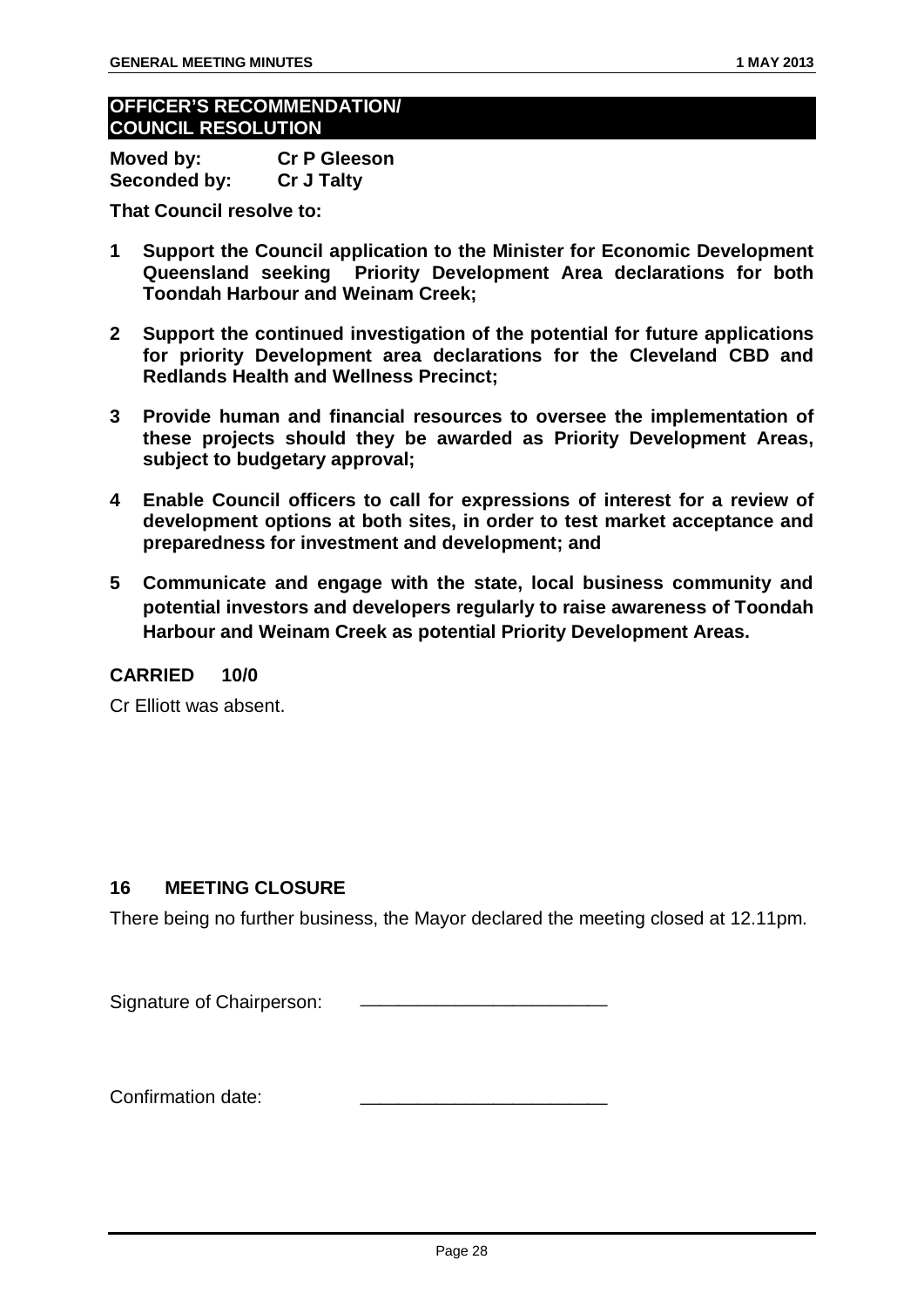## OFFICER'S RECOMMENDATION/ COUNCIL RESOLUTION

**Moved by:** **Cr P Gleeson**
**Seconded by:** **Cr J Talty**

**That Council resolve to:**

1. **Support the Council application to the Minister for Economic Development Queensland seeking Priority Development Area declarations for both Toondah Harbour and Weinam Creek;**

2. **Support the continued investigation of the potential for future applications for priority Development area declarations for the Cleveland CBD and Redlands Health and Wellness Precinct;**

3. **Provide human and financial resources to oversee the implementation of these projects should they be awarded as Priority Development Areas, subject to budgetary approval;**

4. **Enable Council officers to call for expressions of interest for a review of development options at both sites, in order to test market acceptance and preparedness for investment and development; and**

5. **Communicate and engage with the state, local business community and potential investors and developers regularly to raise awareness of Toondah Harbour and Weinam Creek as potential Priority Development Areas.**

**CARRIED 10/0**

Cr Elliott was absent.

## 16 MEETING CLOSURE

There being no further business, the Mayor declared the meeting closed at 12.11pm.

Signature of Chairperson: ________________________

Confirmation date: ________________________